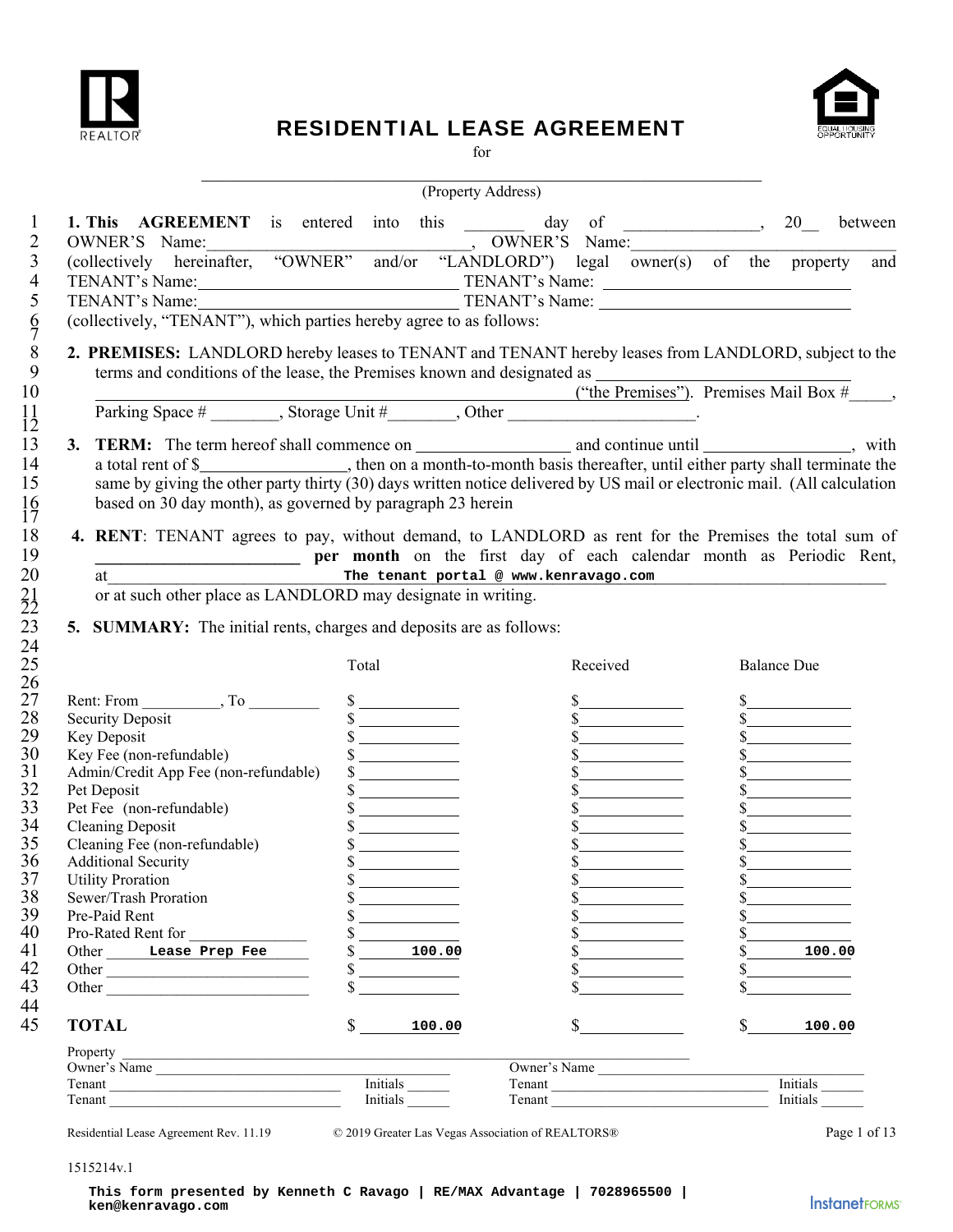# RESIDENTIAL LEASE AGREEMENT

for

_______________________________________________

(Property Address)

1 **1. This AGREEMENT** is entered into this _______ day of _______________, 20__ between
2 OWNER'S Name:______________________________, OWNER'S Name:______________________________
3 (collectively hereinafter, "OWNER" and/or "LANDLORD") legal owner(s) of the property and
4 TENANT's Name:_____________________________ TENANT's Name: ____________________________
5 TENANT's Name:_____________________________ TENANT's Name: ____________________________
6 (collectively, "TENANT"), which parties hereby agree to as follows:
7
8 **2. PREMISES:** LANDLORD hereby leases to TENANT and TENANT hereby leases from LANDLORD, subject to the
9 terms and conditions of the lease, the Premises known and designated as ______________________________
10 ______________________________________________("the Premises"). Premises Mail Box #_____,
11 Parking Space # ________, Storage Unit #________, Other ______________________.
12
13 **3. TERM:** The term hereof shall commence on __________________ and continue until _________________, with
14 a total rent of $_________________, then on a month-to-month basis thereafter, until either party shall terminate the
15 same by giving the other party thirty (30) days written notice delivered by US mail or electronic mail. (All calculation
16 based on 30 day month), as governed by paragraph 23 herein
17
18 **4. RENT**: TENANT agrees to pay, without demand, to LANDLORD as rent for the Premises the total sum of
19 ________________________ **per month** on the first day of each calendar month as Periodic Rent,
20 at **The tenant portal @ www.kenravago.com**
21 or at such other place as LANDLORD may designate in writing.
22
23 **5. SUMMARY:** The initial rents, charges and deposits are as follows:
24

| | | Total | Received | Balance Due |
|---|---|---|---|---|
| 27 | Rent: From _________, To _________ | $ | $ | $ |
| 28 | Security Deposit | $ | $ | $ |
| 29 | Key Deposit | $ | $ | $ |
| 30 | Key Fee (non-refundable) | $ | $ | $ |
| 31 | Admin/Credit App Fee (non-refundable) | $ | $ | $ |
| 32 | Pet Deposit | $ | $ | $ |
| 33 | Pet Fee (non-refundable) | $ | $ | $ |
| 34 | Cleaning Deposit | $ | $ | $ |
| 35 | Cleaning Fee (non-refundable) | $ | $ | $ |
| 36 | Additional Security | $ | $ | $ |
| 37 | Utility Proration | $ | $ | $ |
| 38 | Sewer/Trash Proration | $ | $ | $ |
| 39 | Pre-Paid Rent | $ | $ | $ |
| 40 | Pro-Rated Rent for _____________ | $ | $ | $ |
| 41 | Other **Lease Prep Fee** | $ **100.00** | $ | $ **100.00** |
| 42 | Other _____________________ | $ | $ | $ |
| 43 | Other _____________________ | $ | $ | $ |
| 44 | | | | |
| 45 | **TOTAL** | $ **100.00** | $ | $ **100.00** |

Property ______________________________________________
Owner's Name ______________________________ Owner's Name ______________________________
Tenant ______________________________ Initials ______ Tenant ______________________________ Initials ______
Tenant ______________________________ Initials ______ Tenant ______________________________ Initials ______

Residential Lease Agreement Rev. 11.19 © 2019 Greater Las Vegas Association of REALTORS®

1515214v.1

**This form presented by Kenneth C Ravago | RE/MAX Advantage | 7028965500 | ken@kenravago.com**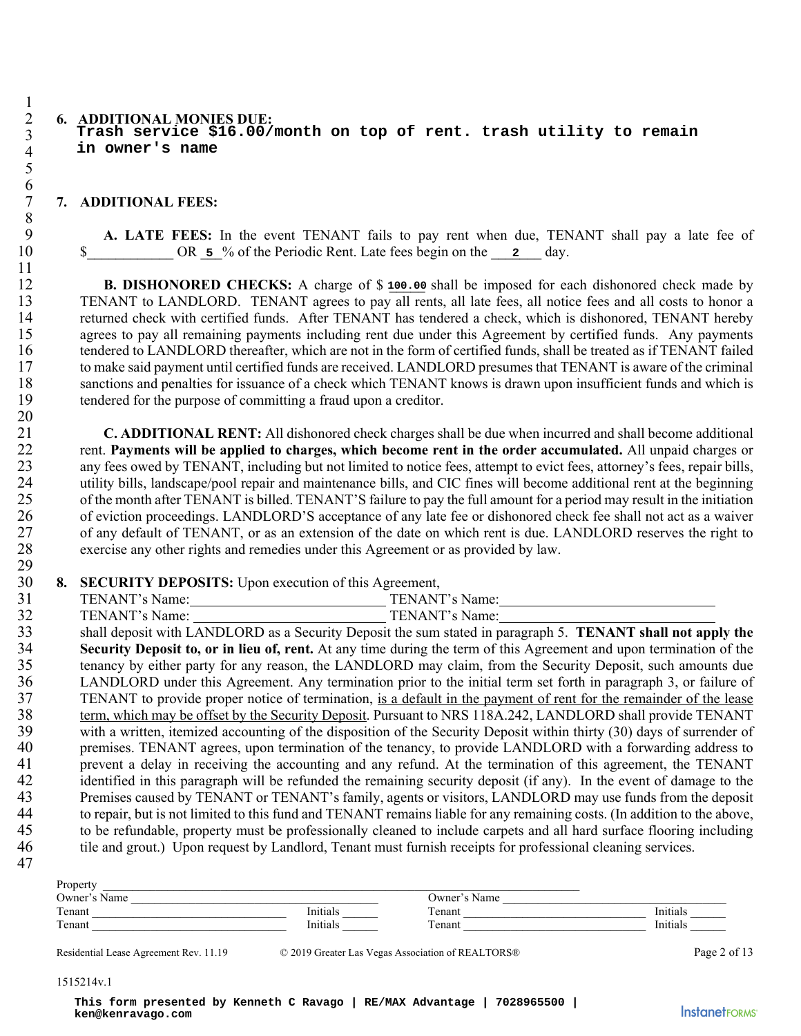**6. ADDITIONAL MONIES DUE:**

Trash service $16.00/month on top of rent. trash utility to remain in owner's name

**7. ADDITIONAL FEES:**

**A. LATE FEES:** In the event TENANT fails to pay rent when due, TENANT shall pay a late fee of $____________ OR **5** % of the Periodic Rent. Late fees begin on the **2** day.

**B. DISHONORED CHECKS:** A charge of $ **100.00** shall be imposed for each dishonored check made by TENANT to LANDLORD. TENANT agrees to pay all rents, all late fees, all notice fees and all costs to honor a returned check with certified funds. After TENANT has tendered a check, which is dishonored, TENANT hereby agrees to pay all remaining payments including rent due under this Agreement by certified funds. Any payments tendered to LANDLORD thereafter, which are not in the form of certified funds, shall be treated as if TENANT failed to make said payment until certified funds are received. LANDLORD presumes that TENANT is aware of the criminal sanctions and penalties for issuance of a check which TENANT knows is drawn upon insufficient funds and which is tendered for the purpose of committing a fraud upon a creditor.

**C. ADDITIONAL RENT:** All dishonored check charges shall be due when incurred and shall become additional rent. **Payments will be applied to charges, which become rent in the order accumulated.** All unpaid charges or any fees owed by TENANT, including but not limited to notice fees, attempt to evict fees, attorney's fees, repair bills, utility bills, landscape/pool repair and maintenance bills, and CIC fines will become additional rent at the beginning of the month after TENANT is billed. TENANT'S failure to pay the full amount for a period may result in the initiation of eviction proceedings. LANDLORD'S acceptance of any late fee or dishonored check fee shall not act as a waiver of any default of TENANT, or as an extension of the date on which rent is due. LANDLORD reserves the right to exercise any other rights and remedies under this Agreement or as provided by law.

**8. SECURITY DEPOSITS:** Upon execution of this Agreement,

TENANT's Name:____________________________ TENANT's Name:______________________________

TENANT's Name:____________________________ TENANT's Name:______________________________

shall deposit with LANDLORD as a Security Deposit the sum stated in paragraph 5. **TENANT shall not apply the Security Deposit to, or in lieu of, rent.** At any time during the term of this Agreement and upon termination of the tenancy by either party for any reason, the LANDLORD may claim, from the Security Deposit, such amounts due LANDLORD under this Agreement. Any termination prior to the initial term set forth in paragraph 3, or failure of TENANT to provide proper notice of termination, <u>is a default in the payment of rent for the remainder of the lease term, which may be offset by the Security Deposit</u>. Pursuant to NRS 118A.242, LANDLORD shall provide TENANT with a written, itemized accounting of the disposition of the Security Deposit within thirty (30) days of surrender of premises. TENANT agrees, upon termination of the tenancy, to provide LANDLORD with a forwarding address to prevent a delay in receiving the accounting and any refund. At the termination of this agreement, the TENANT identified in this paragraph will be refunded the remaining security deposit (if any). In the event of damage to the Premises caused by TENANT or TENANT's family, agents or visitors, LANDLORD may use funds from the deposit to repair, but is not limited to this fund and TENANT remains liable for any remaining costs. (In addition to the above, to be refundable, property must be professionally cleaned to include carpets and all hard surface flooring including tile and grout.) Upon request by Landlord, Tenant must furnish receipts for professional cleaning services.

Property ________________________________________________________________

Owner's Name ______________________________ Owner's Name ______________________________

Tenant ______________________________ Initials ______ Tenant ______________________________ Initials ______

Tenant ______________________________ Initials ______ Tenant ______________________________ Initials ______

Residential Lease Agreement Rev. 11.19 © 2019 Greater Las Vegas Association of REALTORS®

1515214v.1

This form presented by Kenneth C Ravago | RE/MAX Advantage | 7028965500 | ken@kenravago.com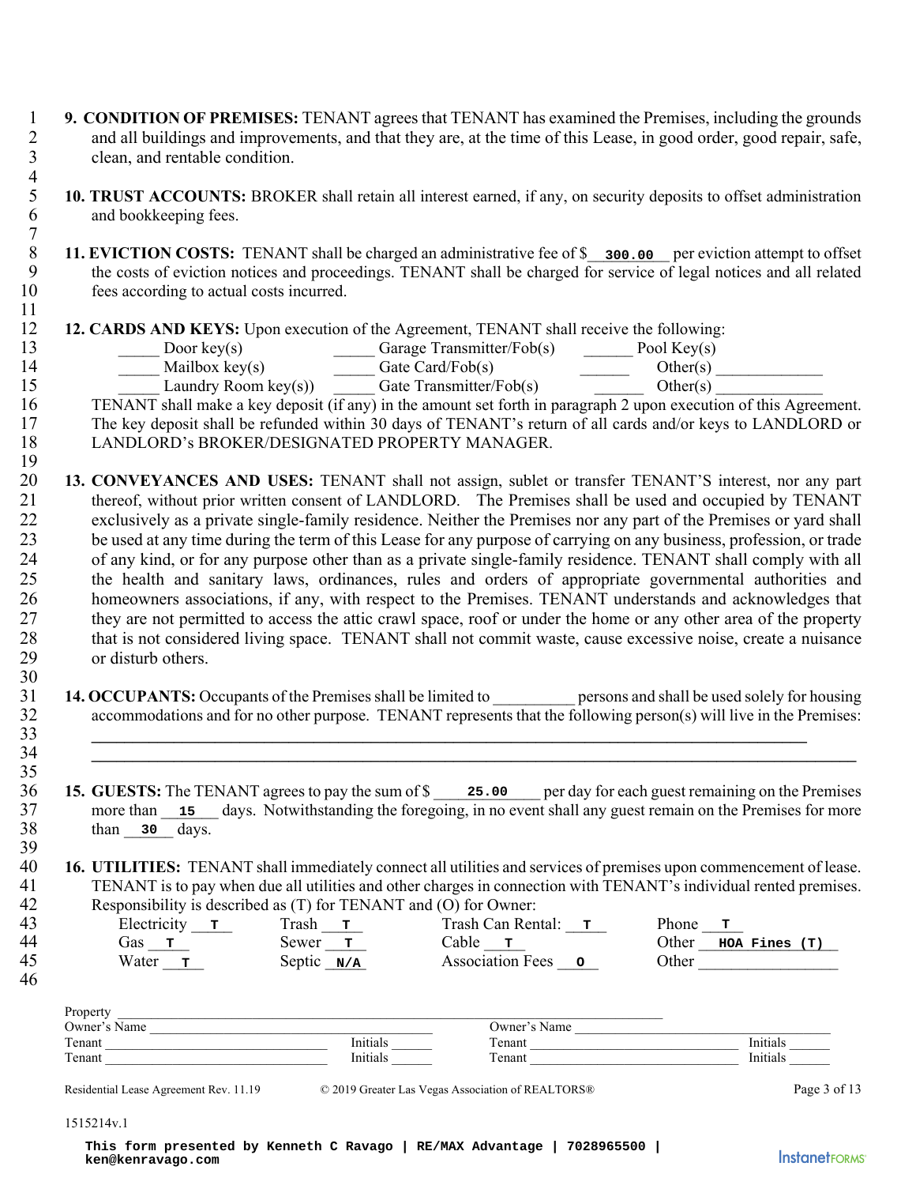**9. CONDITION OF PREMISES:** TENANT agrees that TENANT has examined the Premises, including the grounds and all buildings and improvements, and that they are, at the time of this Lease, in good order, good repair, safe, clean, and rentable condition.

**10. TRUST ACCOUNTS:** BROKER shall retain all interest earned, if any, on security deposits to offset administration and bookkeeping fees.

**11. EVICTION COSTS:** TENANT shall be charged an administrative fee of $ 300.00 per eviction attempt to offset the costs of eviction notices and proceedings. TENANT shall be charged for service of legal notices and all related fees according to actual costs incurred.

**12. CARDS AND KEYS:** Upon execution of the Agreement, TENANT shall receive the following:

| | | |
|---|---|---|
| _____ Door key(s) | _____ Garage Transmitter/Fob(s) | ______ Pool Key(s) |
| _____ Mailbox key(s) | _____ Gate Card/Fob(s) | ______ Other(s) _____________ |
| _____ Laundry Room key(s)) | _____ Gate Transmitter/Fob(s) | ______ Other(s) _____________ |

TENANT shall make a key deposit (if any) in the amount set forth in paragraph 2 upon execution of this Agreement. The key deposit shall be refunded within 30 days of TENANT's return of all cards and/or keys to LANDLORD or LANDLORD's BROKER/DESIGNATED PROPERTY MANAGER.

**13. CONVEYANCES AND USES:** TENANT shall not assign, sublet or transfer TENANT'S interest, nor any part thereof, without prior written consent of LANDLORD. The Premises shall be used and occupied by TENANT exclusively as a private single-family residence. Neither the Premises nor any part of the Premises or yard shall be used at any time during the term of this Lease for any purpose of carrying on any business, profession, or trade of any kind, or for any purpose other than as a private single-family residence. TENANT shall comply with all the health and sanitary laws, ordinances, rules and orders of appropriate governmental authorities and homeowners associations, if any, with respect to the Premises. TENANT understands and acknowledges that they are not permitted to access the attic crawl space, roof or under the home or any other area of the property that is not considered living space. TENANT shall not commit waste, cause excessive noise, create a nuisance or disturb others.

**14. OCCUPANTS:** Occupants of the Premises shall be limited to __________ persons and shall be used solely for housing accommodations and for no other purpose. TENANT represents that the following person(s) will live in the Premises:

________________________________________________________________________________

________________________________________________________________________________

**15. GUESTS:** The TENANT agrees to pay the sum of $ 25.00 per day for each guest remaining on the Premises more than 15 days. Notwithstanding the foregoing, in no event shall any guest remain on the Premises for more than 30 days.

**16. UTILITIES:** TENANT shall immediately connect all utilities and services of premises upon commencement of lease. TENANT is to pay when due all utilities and other charges in connection with TENANT's individual rented premises. Responsibility is described as (T) for TENANT and (O) for Owner:

| | | | |
|---|---|---|---|
| Electricity T | Trash T | Trash Can Rental: T | Phone T |
| Gas T | Sewer T | Cable T | Other HOA Fines (T) |
| Water T | Septic N/A | Association Fees O | Other __________ |

Property ______________________________________________

Owner's Name ____________________ Owner's Name ____________________

Tenant ____________________ Initials ______ Tenant ____________________ Initials ______

Tenant ____________________ Initials ______ Tenant ____________________ Initials ______

Residential Lease Agreement Rev. 11.19 © 2019 Greater Las Vegas Association of REALTORS®

1515214v.1

This form presented by Kenneth C Ravago | RE/MAX Advantage | 7028965500 | ken@kenravago.com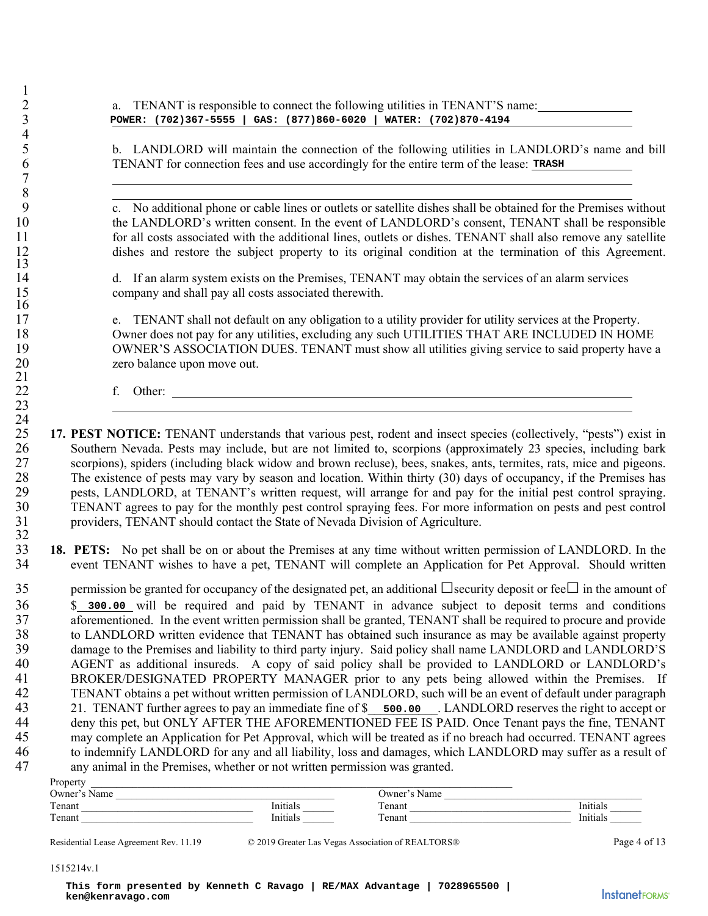a. TENANT is responsible to connect the following utilities in TENANT'S name: **POWER: (702)367-5555 | GAS: (877)860-6020 | WATER: (702)870-4194**

b. LANDLORD will maintain the connection of the following utilities in LANDLORD's name and bill TENANT for connection fees and use accordingly for the entire term of the lease: **TRASH**

c. No additional phone or cable lines or outlets or satellite dishes shall be obtained for the Premises without the LANDLORD's written consent. In the event of LANDLORD's consent, TENANT shall be responsible for all costs associated with the additional lines, outlets or dishes. TENANT shall also remove any satellite dishes and restore the subject property to its original condition at the termination of this Agreement.

d. If an alarm system exists on the Premises, TENANT may obtain the services of an alarm services company and shall pay all costs associated therewith.

e. TENANT shall not default on any obligation to a utility provider for utility services at the Property. Owner does not pay for any utilities, excluding any such UTILITIES THAT ARE INCLUDED IN HOME OWNER'S ASSOCIATION DUES. TENANT must show all utilities giving service to said property have a zero balance upon move out.

f. Other: ______________________________

**17. PEST NOTICE:** TENANT understands that various pest, rodent and insect species (collectively, "pests") exist in Southern Nevada. Pests may include, but are not limited to, scorpions (approximately 23 species, including bark scorpions), spiders (including black widow and brown recluse), bees, snakes, ants, termites, rats, mice and pigeons. The existence of pests may vary by season and location. Within thirty (30) days of occupancy, if the Premises has pests, LANDLORD, at TENANT's written request, will arrange for and pay for the initial pest control spraying. TENANT agrees to pay for the monthly pest control spraying fees. For more information on pests and pest control providers, TENANT should contact the State of Nevada Division of Agriculture.

**18. PETS:** No pet shall be on or about the Premises at any time without written permission of LANDLORD. In the event TENANT wishes to have a pet, TENANT will complete an Application for Pet Approval. Should written permission be granted for occupancy of the designated pet, an additional ☐ security deposit or fee ☐ in the amount of $ **300.00** will be required and paid by TENANT in advance subject to deposit terms and conditions aforementioned. In the event written permission shall be granted, TENANT shall be required to procure and provide to LANDLORD written evidence that TENANT has obtained such insurance as may be available against property damage to the Premises and liability to third party injury. Said policy shall name LANDLORD and LANDLORD'S AGENT as additional insureds. A copy of said policy shall be provided to LANDLORD or LANDLORD's BROKER/DESIGNATED PROPERTY MANAGER prior to any pets being allowed within the Premises. If TENANT obtains a pet without written permission of LANDLORD, such will be an event of default under paragraph 21. TENANT further agrees to pay an immediate fine of $ **500.00** . LANDLORD reserves the right to accept or deny this pet, but ONLY AFTER THE AFOREMENTIONED FEE IS PAID. Once Tenant pays the fine, TENANT may complete an Application for Pet Approval, which will be treated as if no breach had occurred. TENANT agrees to indemnify LANDLORD for any and all liability, loss and damages, which LANDLORD may suffer as a result of any animal in the Premises, whether or not written permission was granted.

Property ______________________________
Owner's Name ______________________ Owner's Name ______________________
Tenant ______________________ Initials ______ Tenant ______________________ Initials ______
Tenant ______________________ Initials ______ Tenant ______________________ Initials ______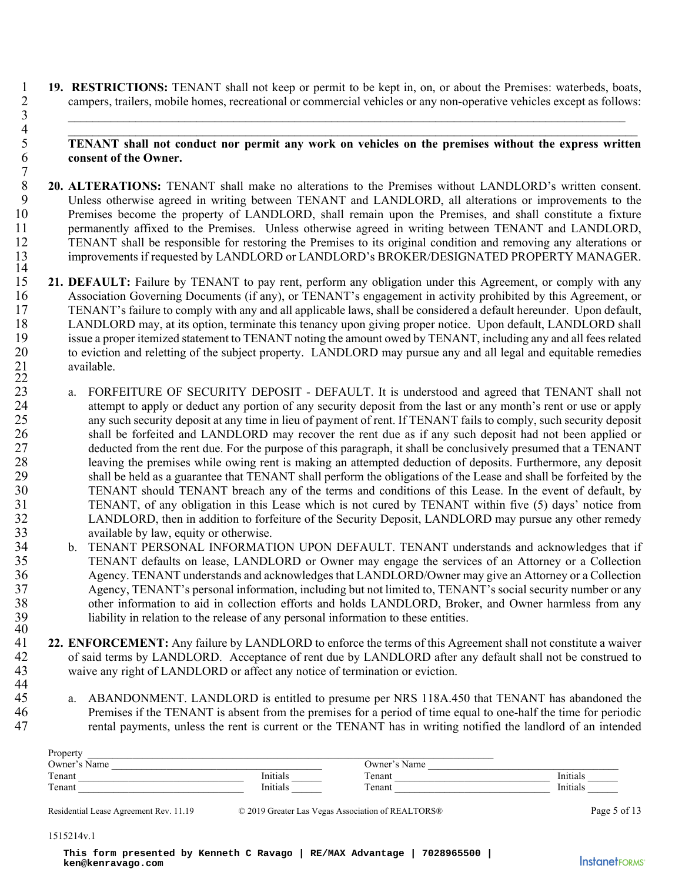**19. RESTRICTIONS:** TENANT shall not keep or permit to be kept in, on, or about the Premises: waterbeds, boats, campers, trailers, mobile homes, recreational or commercial vehicles or any non-operative vehicles except as follows:

______________________________________________________________________________________

______________________________________________________________________________________

**TENANT shall not conduct nor permit any work on vehicles on the premises without the express written consent of the Owner.**

**20. ALTERATIONS:** TENANT shall make no alterations to the Premises without LANDLORD's written consent. Unless otherwise agreed in writing between TENANT and LANDLORD, all alterations or improvements to the Premises become the property of LANDLORD, shall remain upon the Premises, and shall constitute a fixture permanently affixed to the Premises. Unless otherwise agreed in writing between TENANT and LANDLORD, TENANT shall be responsible for restoring the Premises to its original condition and removing any alterations or improvements if requested by LANDLORD or LANDLORD's BROKER/DESIGNATED PROPERTY MANAGER.

**21. DEFAULT:** Failure by TENANT to pay rent, perform any obligation under this Agreement, or comply with any Association Governing Documents (if any), or TENANT's engagement in activity prohibited by this Agreement, or TENANT's failure to comply with any and all applicable laws, shall be considered a default hereunder. Upon default, LANDLORD may, at its option, terminate this tenancy upon giving proper notice. Upon default, LANDLORD shall issue a proper itemized statement to TENANT noting the amount owed by TENANT, including any and all fees related to eviction and reletting of the subject property. LANDLORD may pursue any and all legal and equitable remedies available.

a. FORFEITURE OF SECURITY DEPOSIT - DEFAULT. It is understood and agreed that TENANT shall not attempt to apply or deduct any portion of any security deposit from the last or any month's rent or use or apply any such security deposit at any time in lieu of payment of rent. If TENANT fails to comply, such security deposit shall be forfeited and LANDLORD may recover the rent due as if any such deposit had not been applied or deducted from the rent due. For the purpose of this paragraph, it shall be conclusively presumed that a TENANT leaving the premises while owing rent is making an attempted deduction of deposits. Furthermore, any deposit shall be held as a guarantee that TENANT shall perform the obligations of the Lease and shall be forfeited by the TENANT should TENANT breach any of the terms and conditions of this Lease. In the event of default, by TENANT, of any obligation in this Lease which is not cured by TENANT within five (5) days' notice from LANDLORD, then in addition to forfeiture of the Security Deposit, LANDLORD may pursue any other remedy available by law, equity or otherwise.

b. TENANT PERSONAL INFORMATION UPON DEFAULT. TENANT understands and acknowledges that if TENANT defaults on lease, LANDLORD or Owner may engage the services of an Attorney or a Collection Agency. TENANT understands and acknowledges that LANDLORD/Owner may give an Attorney or a Collection Agency, TENANT's personal information, including but not limited to, TENANT's social security number or any other information to aid in collection efforts and holds LANDLORD, Broker, and Owner harmless from any liability in relation to the release of any personal information to these entities.

**22. ENFORCEMENT:** Any failure by LANDLORD to enforce the terms of this Agreement shall not constitute a waiver of said terms by LANDLORD. Acceptance of rent due by LANDLORD after any default shall not be construed to waive any right of LANDLORD or affect any notice of termination or eviction.

a. ABANDONMENT. LANDLORD is entitled to presume per NRS 118A.450 that TENANT has abandoned the Premises if the TENANT is absent from the premises for a period of time equal to one-half the time for periodic rental payments, unless the rent is current or the TENANT has in writing notified the landlord of an intended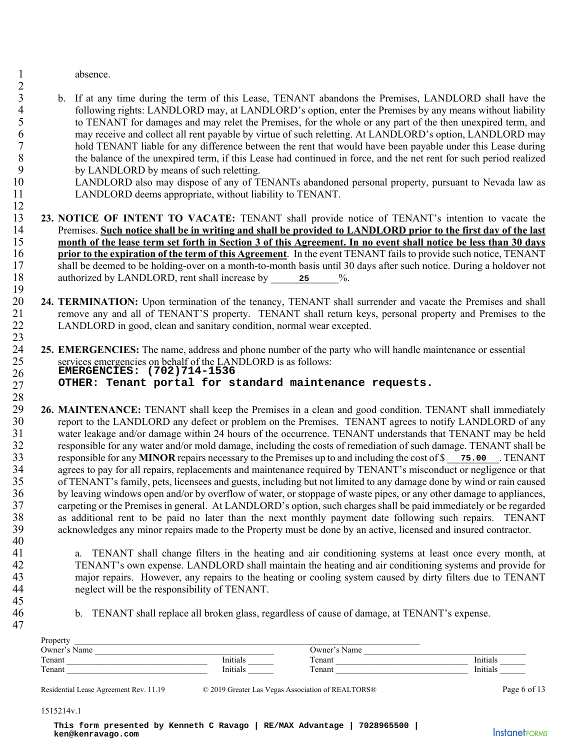absence.

b. If at any time during the term of this Lease, TENANT abandons the Premises, LANDLORD shall have the following rights: LANDLORD may, at LANDLORD's option, enter the Premises by any means without liability to TENANT for damages and may relet the Premises, for the whole or any part of the then unexpired term, and may receive and collect all rent payable by virtue of such reletting. At LANDLORD's option, LANDLORD may hold TENANT liable for any difference between the rent that would have been payable under this Lease during the balance of the unexpired term, if this Lease had continued in force, and the net rent for such period realized by LANDLORD by means of such reletting.
LANDLORD also may dispose of any of TENANTs abandoned personal property, pursuant to Nevada law as LANDLORD deems appropriate, without liability to TENANT.

**23. NOTICE OF INTENT TO VACATE:** TENANT shall provide notice of TENANT's intention to vacate the Premises. **Such notice shall be in writing and shall be provided to LANDLORD prior to the first day of the last month of the lease term set forth in Section 3 of this Agreement. In no event shall notice be less than 30 days prior to the expiration of the term of this Agreement**. In the event TENANT fails to provide such notice, TENANT shall be deemed to be holding-over on a month-to-month basis until 30 days after such notice. During a holdover not authorized by LANDLORD, rent shall increase by ______25______%.

**24. TERMINATION:** Upon termination of the tenancy, TENANT shall surrender and vacate the Premises and shall remove any and all of TENANT'S property. TENANT shall return keys, personal property and Premises to the LANDLORD in good, clean and sanitary condition, normal wear excepted.

**25. EMERGENCIES:** The name, address and phone number of the party who will handle maintenance or essential services emergencies on behalf of the LANDLORD is as follows:
EMERGENCIES: (702)714-1536
OTHER: Tenant portal for standard maintenance requests.

**26. MAINTENANCE:** TENANT shall keep the Premises in a clean and good condition. TENANT shall immediately report to the LANDLORD any defect or problem on the Premises. TENANT agrees to notify LANDLORD of any water leakage and/or damage within 24 hours of the occurrence. TENANT understands that TENANT may be held responsible for any water and/or mold damage, including the costs of remediation of such damage. TENANT shall be responsible for any **MINOR** repairs necessary to the Premises up to and including the cost of $___75.00___. TENANT agrees to pay for all repairs, replacements and maintenance required by TENANT's misconduct or negligence or that of TENANT's family, pets, licensees and guests, including but not limited to any damage done by wind or rain caused by leaving windows open and/or by overflow of water, or stoppage of waste pipes, or any other damage to appliances, carpeting or the Premises in general. At LANDLORD's option, such charges shall be paid immediately or be regarded as additional rent to be paid no later than the next monthly payment date following such repairs. TENANT acknowledges any minor repairs made to the Property must be done by an active, licensed and insured contractor.

a. TENANT shall change filters in the heating and air conditioning systems at least once every month, at TENANT's own expense. LANDLORD shall maintain the heating and air conditioning systems and provide for major repairs. However, any repairs to the heating or cooling system caused by dirty filters due to TENANT neglect will be the responsibility of TENANT.

b. TENANT shall replace all broken glass, regardless of cause of damage, at TENANT's expense.

Property ______________________________________________

| Owner's Name ____________________ | | Owner's Name ____________________ | |
|---|---|---|---|
| Tenant ____________________ | Initials ______ | Tenant ____________________ | Initials ______ |
| Tenant ____________________ | Initials ______ | Tenant ____________________ | Initials ______ |

Residential Lease Agreement Rev. 11.19 © 2019 Greater Las Vegas Association of REALTORS®

1515214v.1

This form presented by Kenneth C Ravago | RE/MAX Advantage | 7028965500 | ken@kenravago.com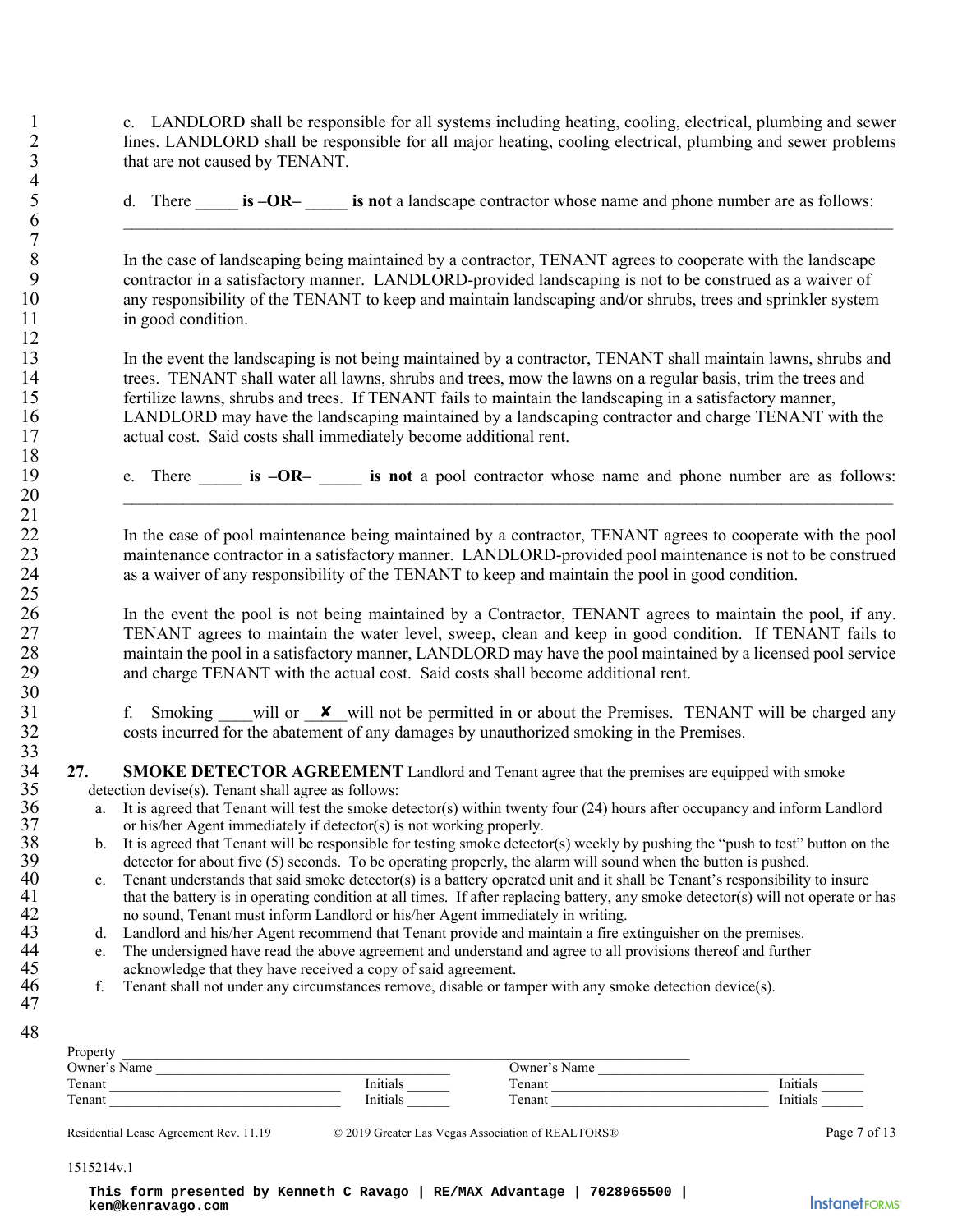c. LANDLORD shall be responsible for all systems including heating, cooling, electrical, plumbing and sewer lines. LANDLORD shall be responsible for all major heating, cooling electrical, plumbing and sewer problems that are not caused by TENANT.

d. There _____ **is –OR–** _____ **is not** a landscape contractor whose name and phone number are as follows: ___________________________________________________________________________

In the case of landscaping being maintained by a contractor, TENANT agrees to cooperate with the landscape contractor in a satisfactory manner. LANDLORD-provided landscaping is not to be construed as a waiver of any responsibility of the TENANT to keep and maintain landscaping and/or shrubs, trees and sprinkler system in good condition.

In the event the landscaping is not being maintained by a contractor, TENANT shall maintain lawns, shrubs and trees. TENANT shall water all lawns, shrubs and trees, mow the lawns on a regular basis, trim the trees and fertilize lawns, shrubs and trees. If TENANT fails to maintain the landscaping in a satisfactory manner, LANDLORD may have the landscaping maintained by a landscaping contractor and charge TENANT with the actual cost. Said costs shall immediately become additional rent.

e. There _____ **is –OR–** _____ **is not** a pool contractor whose name and phone number are as follows: ___________________________________________________________________________

In the case of pool maintenance being maintained by a contractor, TENANT agrees to cooperate with the pool maintenance contractor in a satisfactory manner. LANDLORD-provided pool maintenance is not to be construed as a waiver of any responsibility of the TENANT to keep and maintain the pool in good condition.

In the event the pool is not being maintained by a Contractor, TENANT agrees to maintain the pool, if any. TENANT agrees to maintain the water level, sweep, clean and keep in good condition. If TENANT fails to maintain the pool in a satisfactory manner, LANDLORD may have the pool maintained by a licensed pool service and charge TENANT with the actual cost. Said costs shall become additional rent.

f. Smoking ____will or __✘__will not be permitted in or about the Premises. TENANT will be charged any costs incurred for the abatement of any damages by unauthorized smoking in the Premises.

**27. SMOKE DETECTOR AGREEMENT** Landlord and Tenant agree that the premises are equipped with smoke detection devise(s). Tenant shall agree as follows:

a. It is agreed that Tenant will test the smoke detector(s) within twenty four (24) hours after occupancy and inform Landlord or his/her Agent immediately if detector(s) is not working properly.
b. It is agreed that Tenant will be responsible for testing smoke detector(s) weekly by pushing the "push to test" button on the detector for about five (5) seconds. To be operating properly, the alarm will sound when the button is pushed.
c. Tenant understands that said smoke detector(s) is a battery operated unit and it shall be Tenant's responsibility to insure that the battery is in operating condition at all times. If after replacing battery, any smoke detector(s) will not operate or has no sound, Tenant must inform Landlord or his/her Agent immediately in writing.
d. Landlord and his/her Agent recommend that Tenant provide and maintain a fire extinguisher on the premises.
e. The undersigned have read the above agreement and understand and agree to all provisions thereof and further acknowledge that they have received a copy of said agreement.
f. Tenant shall not under any circumstances remove, disable or tamper with any smoke detection device(s).

Property ___________________________________________________________

Owner's Name ______________________________ Owner's Name ______________________________

Tenant ______________________________ Initials ______ Tenant ______________________________ Initials ______

Tenant ______________________________ Initials ______ Tenant ______________________________ Initials ______

Residential Lease Agreement Rev. 11.19 © 2019 Greater Las Vegas Association of REALTORS®

1515214v.1

This form presented by Kenneth C Ravago | RE/MAX Advantage | 7028965500 | ken@kenravago.com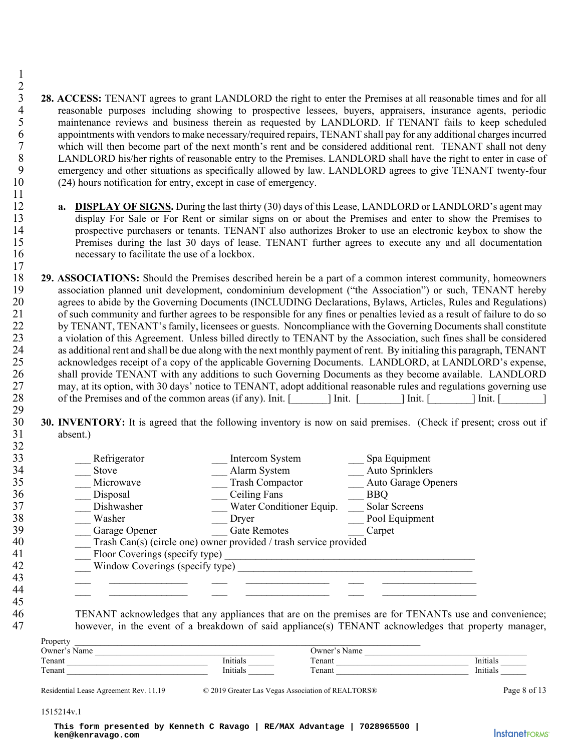**28. ACCESS:** TENANT agrees to grant LANDLORD the right to enter the Premises at all reasonable times and for all reasonable purposes including showing to prospective lessees, buyers, appraisers, insurance agents, periodic maintenance reviews and business therein as requested by LANDLORD. If TENANT fails to keep scheduled appointments with vendors to make necessary/required repairs, TENANT shall pay for any additional charges incurred which will then become part of the next month's rent and be considered additional rent. TENANT shall not deny LANDLORD his/her rights of reasonable entry to the Premises. LANDLORD shall have the right to enter in case of emergency and other situations as specifically allowed by law. LANDLORD agrees to give TENANT twenty-four (24) hours notification for entry, except in case of emergency.

**a. DISPLAY OF SIGNS.** During the last thirty (30) days of this Lease, LANDLORD or LANDLORD's agent may display For Sale or For Rent or similar signs on or about the Premises and enter to show the Premises to prospective purchasers or tenants. TENANT also authorizes Broker to use an electronic keybox to show the Premises during the last 30 days of lease. TENANT further agrees to execute any and all documentation necessary to facilitate the use of a lockbox.

**29. ASSOCIATIONS:** Should the Premises described herein be a part of a common interest community, homeowners association planned unit development, condominium development ("the Association") or such, TENANT hereby agrees to abide by the Governing Documents (INCLUDING Declarations, Bylaws, Articles, Rules and Regulations) of such community and further agrees to be responsible for any fines or penalties levied as a result of failure to do so by TENANT, TENANT's family, licensees or guests. Noncompliance with the Governing Documents shall constitute a violation of this Agreement. Unless billed directly to TENANT by the Association, such fines shall be considered as additional rent and shall be due along with the next monthly payment of rent. By initialing this paragraph, TENANT acknowledges receipt of a copy of the applicable Governing Documents. LANDLORD, at LANDLORD's expense, shall provide TENANT with any additions to such Governing Documents as they become available. LANDLORD may, at its option, with 30 days' notice to TENANT, adopt additional reasonable rules and regulations governing use of the Premises and of the common areas (if any). Init. [_______] Init. [________] Init. [________] Init. [________]

**30. INVENTORY:** It is agreed that the following inventory is now on said premises. (Check if present; cross out if absent.)

___ Refrigerator
___ Stove
___ Microwave
___ Disposal
___ Dishwasher
___ Washer
___ Garage Opener
___ Intercom System
___ Alarm System
___ Trash Compactor
___ Ceiling Fans
___ Water Conditioner Equip.
___ Dryer
___ Gate Remotes
___ Spa Equipment
___ Auto Sprinklers
___ Auto Garage Openers
___ BBQ
___ Solar Screens
___ Pool Equipment
___ Carpet
___ Trash Can(s) (circle one) owner provided / trash service provided
___ Floor Coverings (specify type) ______________________________________________
___ Window Coverings (specify type) ____________________________________________
___ _______________ ___ ________________ ___ __________________
___ _______________ ___ ________________ ___ __________________

TENANT acknowledges that any appliances that are on the premises are for TENANTs use and convenience; however, in the event of a breakdown of said appliance(s) TENANT acknowledges that property manager,

Property ______________________________________________________________________
Owner's Name ______________________________ Owner's Name ______________________________
Tenant ______________________________ Initials ______ Tenant ______________________________ Initials ______
Tenant ______________________________ Initials ______ Tenant ______________________________ Initials ______

Residential Lease Agreement Rev. 11.19 © 2019 Greater Las Vegas Association of REALTORS®

1515214v.1

This form presented by Kenneth C Ravago | RE/MAX Advantage | 7028965500 | ken@kenravago.com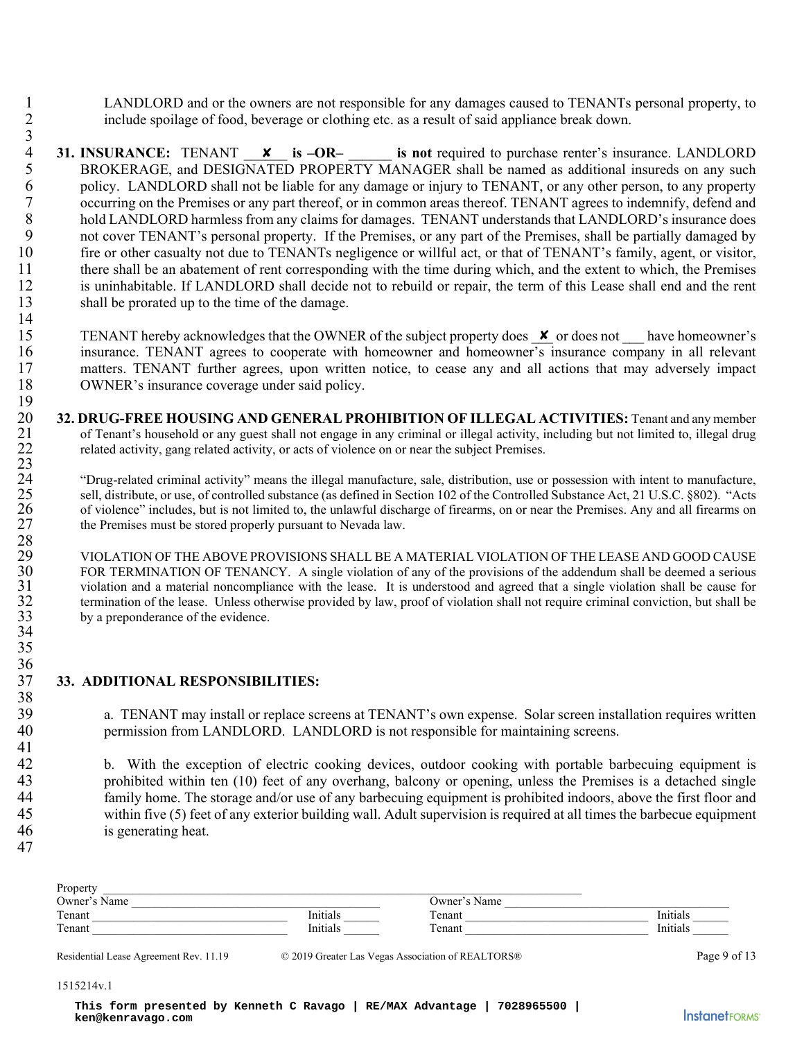LANDLORD and or the owners are not responsible for any damages caused to TENANTs personal property, to include spoilage of food, beverage or clothing etc. as a result of said appliance break down.

**31. INSURANCE:** TENANT ___✘___ **is –OR–** ______ **is not** required to purchase renter's insurance. LANDLORD BROKERAGE, and DESIGNATED PROPERTY MANAGER shall be named as additional insureds on any such policy. LANDLORD shall not be liable for any damage or injury to TENANT, or any other person, to any property occurring on the Premises or any part thereof, or in common areas thereof. TENANT agrees to indemnify, defend and hold LANDLORD harmless from any claims for damages. TENANT understands that LANDLORD's insurance does not cover TENANT's personal property. If the Premises, or any part of the Premises, shall be partially damaged by fire or other casualty not due to TENANTs negligence or willful act, or that of TENANT's family, agent, or visitor, there shall be an abatement of rent corresponding with the time during which, and the extent to which, the Premises is uninhabitable. If LANDLORD shall decide not to rebuild or repair, the term of this Lease shall end and the rent shall be prorated up to the time of the damage.

TENANT hereby acknowledges that the OWNER of the subject property does _✘_ or does not ___ have homeowner's insurance. TENANT agrees to cooperate with homeowner and homeowner's insurance company in all relevant matters. TENANT further agrees, upon written notice, to cease any and all actions that may adversely impact OWNER's insurance coverage under said policy.

**32. DRUG-FREE HOUSING AND GENERAL PROHIBITION OF ILLEGAL ACTIVITIES:** Tenant and any member of Tenant's household or any guest shall not engage in any criminal or illegal activity, including but not limited to, illegal drug related activity, gang related activity, or acts of violence on or near the subject Premises.

"Drug-related criminal activity" means the illegal manufacture, sale, distribution, use or possession with intent to manufacture, sell, distribute, or use, of controlled substance (as defined in Section 102 of the Controlled Substance Act, 21 U.S.C. §802). "Acts of violence" includes, but is not limited to, the unlawful discharge of firearms, on or near the Premises. Any and all firearms on the Premises must be stored properly pursuant to Nevada law.

VIOLATION OF THE ABOVE PROVISIONS SHALL BE A MATERIAL VIOLATION OF THE LEASE AND GOOD CAUSE FOR TERMINATION OF TENANCY. A single violation of any of the provisions of the addendum shall be deemed a serious violation and a material noncompliance with the lease. It is understood and agreed that a single violation shall be cause for termination of the lease. Unless otherwise provided by law, proof of violation shall not require criminal conviction, but shall be by a preponderance of the evidence.

**33. ADDITIONAL RESPONSIBILITIES:**

a. TENANT may install or replace screens at TENANT's own expense. Solar screen installation requires written permission from LANDLORD. LANDLORD is not responsible for maintaining screens.

b. With the exception of electric cooking devices, outdoor cooking with portable barbecuing equipment is prohibited within ten (10) feet of any overhang, balcony or opening, unless the Premises is a detached single family home. The storage and/or use of any barbecuing equipment is prohibited indoors, above the first floor and within five (5) feet of any exterior building wall. Adult supervision is required at all times the barbecue equipment is generating heat.

Property ____________________________________________

| | | | |
|---|---|---|---|
| Owner's Name ________________ | | Owner's Name ________________ | |
| Tenant ________________ | Initials ______ | Tenant ________________ | Initials ______ |
| Tenant ________________ | Initials ______ | Tenant ________________ | Initials ______ |

Residential Lease Agreement Rev. 11.19 © 2019 Greater Las Vegas Association of REALTORS®

1515214v.1

This form presented by Kenneth C Ravago | RE/MAX Advantage | 7028965500 | ken@kenravago.com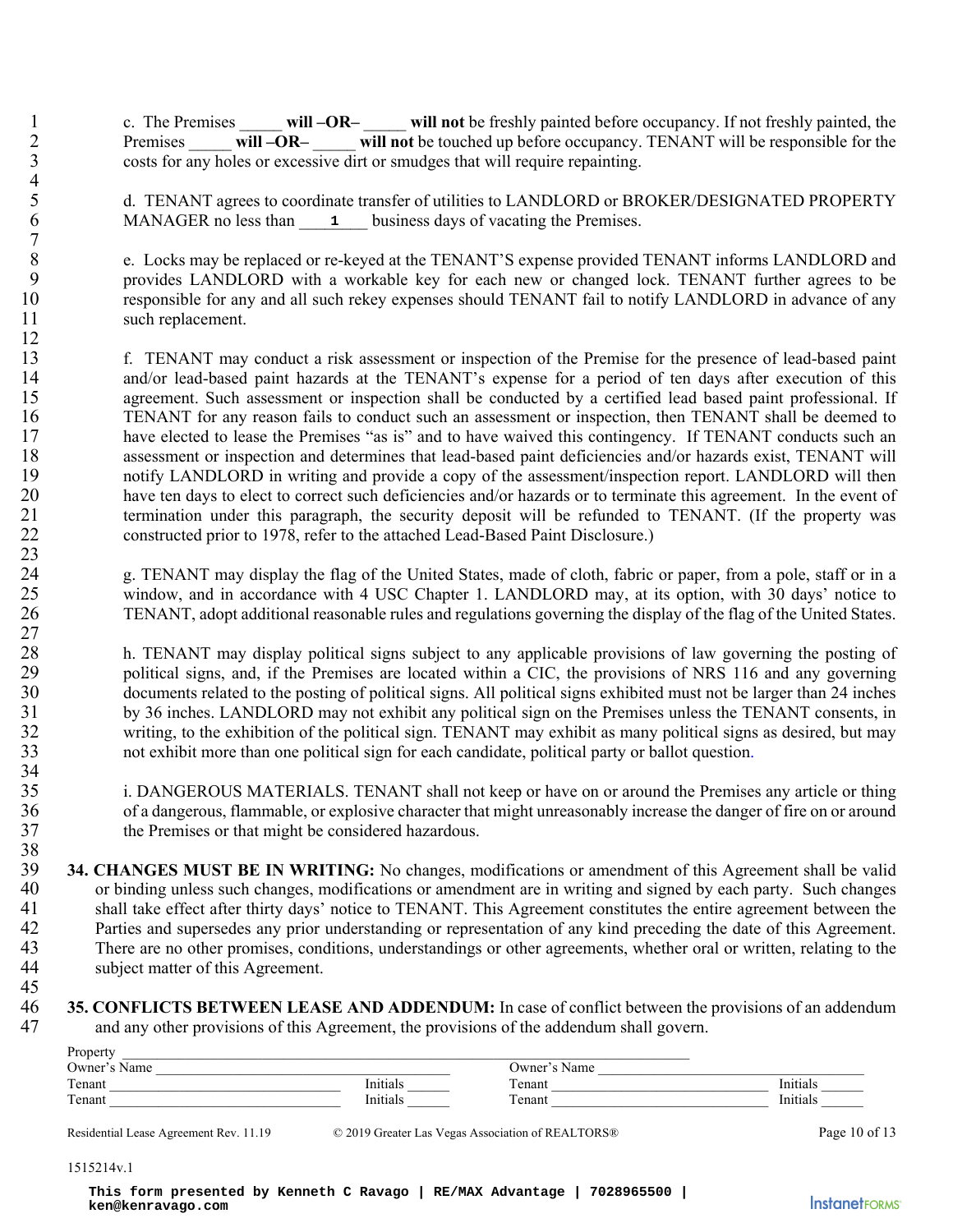c. The Premises _____ **will –OR–** _____ **will not** be freshly painted before occupancy. If not freshly painted, the Premises _____ **will –OR–** _____ **will not** be touched up before occupancy. TENANT will be responsible for the costs for any holes or excessive dirt or smudges that will require repainting.

d. TENANT agrees to coordinate transfer of utilities to LANDLORD or BROKER/DESIGNATED PROPERTY MANAGER no less than ___1___ business days of vacating the Premises.

e. Locks may be replaced or re-keyed at the TENANT'S expense provided TENANT informs LANDLORD and provides LANDLORD with a workable key for each new or changed lock. TENANT further agrees to be responsible for any and all such rekey expenses should TENANT fail to notify LANDLORD in advance of any such replacement.

f. TENANT may conduct a risk assessment or inspection of the Premise for the presence of lead-based paint and/or lead-based paint hazards at the TENANT's expense for a period of ten days after execution of this agreement. Such assessment or inspection shall be conducted by a certified lead based paint professional. If TENANT for any reason fails to conduct such an assessment or inspection, then TENANT shall be deemed to have elected to lease the Premises "as is" and to have waived this contingency. If TENANT conducts such an assessment or inspection and determines that lead-based paint deficiencies and/or hazards exist, TENANT will notify LANDLORD in writing and provide a copy of the assessment/inspection report. LANDLORD will then have ten days to elect to correct such deficiencies and/or hazards or to terminate this agreement. In the event of termination under this paragraph, the security deposit will be refunded to TENANT. (If the property was constructed prior to 1978, refer to the attached Lead-Based Paint Disclosure.)

g. TENANT may display the flag of the United States, made of cloth, fabric or paper, from a pole, staff or in a window, and in accordance with 4 USC Chapter 1. LANDLORD may, at its option, with 30 days' notice to TENANT, adopt additional reasonable rules and regulations governing the display of the flag of the United States.

h. TENANT may display political signs subject to any applicable provisions of law governing the posting of political signs, and, if the Premises are located within a CIC, the provisions of NRS 116 and any governing documents related to the posting of political signs. All political signs exhibited must not be larger than 24 inches by 36 inches. LANDLORD may not exhibit any political sign on the Premises unless the TENANT consents, in writing, to the exhibition of the political sign. TENANT may exhibit as many political signs as desired, but may not exhibit more than one political sign for each candidate, political party or ballot question.

i. DANGEROUS MATERIALS. TENANT shall not keep or have on or around the Premises any article or thing of a dangerous, flammable, or explosive character that might unreasonably increase the danger of fire on or around the Premises or that might be considered hazardous.

**34. CHANGES MUST BE IN WRITING:** No changes, modifications or amendment of this Agreement shall be valid or binding unless such changes, modifications or amendment are in writing and signed by each party. Such changes shall take effect after thirty days' notice to TENANT. This Agreement constitutes the entire agreement between the Parties and supersedes any prior understanding or representation of any kind preceding the date of this Agreement. There are no other promises, conditions, understandings or other agreements, whether oral or written, relating to the subject matter of this Agreement.

**35. CONFLICTS BETWEEN LEASE AND ADDENDUM:** In case of conflict between the provisions of an addendum and any other provisions of this Agreement, the provisions of the addendum shall govern.

Property ______________________________________________

Owner's Name ____________________________ Owner's Name ____________________________

Tenant ____________________________ Initials ______ Tenant ____________________________ Initials ______

Tenant ____________________________ Initials ______ Tenant ____________________________ Initials ______

Residential Lease Agreement Rev. 11.19 © 2019 Greater Las Vegas Association of REALTORS®

1515214v.1

**This form presented by Kenneth C Ravago | RE/MAX Advantage | 7028965500 | ken@kenravago.com**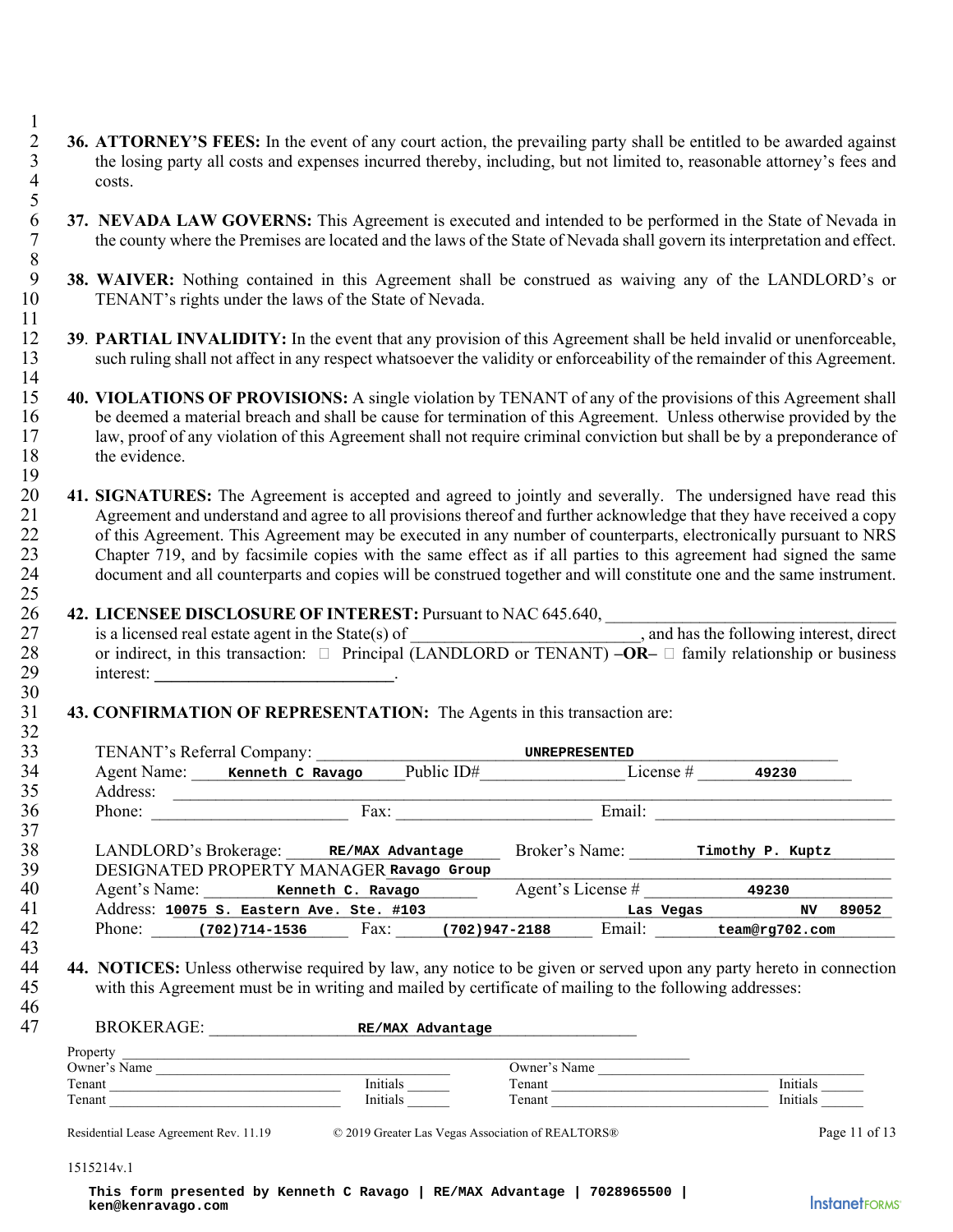**36. ATTORNEY'S FEES:** In the event of any court action, the prevailing party shall be entitled to be awarded against the losing party all costs and expenses incurred thereby, including, but not limited to, reasonable attorney's fees and costs.

**37. NEVADA LAW GOVERNS:** This Agreement is executed and intended to be performed in the State of Nevada in the county where the Premises are located and the laws of the State of Nevada shall govern its interpretation and effect.

**38. WAIVER:** Nothing contained in this Agreement shall be construed as waiving any of the LANDLORD's or TENANT's rights under the laws of the State of Nevada.

**39. PARTIAL INVALIDITY:** In the event that any provision of this Agreement shall be held invalid or unenforceable, such ruling shall not affect in any respect whatsoever the validity or enforceability of the remainder of this Agreement.

**40. VIOLATIONS OF PROVISIONS:** A single violation by TENANT of any of the provisions of this Agreement shall be deemed a material breach and shall be cause for termination of this Agreement. Unless otherwise provided by the law, proof of any violation of this Agreement shall not require criminal conviction but shall be by a preponderance of the evidence.

**41. SIGNATURES:** The Agreement is accepted and agreed to jointly and severally. The undersigned have read this Agreement and understand and agree to all provisions thereof and further acknowledge that they have received a copy of this Agreement. This Agreement may be executed in any number of counterparts, electronically signed pursuant to NRS Chapter 719, and by facsimile copies with the same effect as if all parties to this agreement had signed the same document and all counterparts and copies will be construed together and will constitute one and the same instrument.

**42. LICENSEE DISCLOSURE OF INTEREST:** Pursuant to NAC 645.640, ______________________ is a licensed real estate agent in the State(s) of ______________________, and has the following interest, direct or indirect, in this transaction: ☐ Principal (LANDLORD or TENANT) **–OR–** ☐ family relationship or business interest: ______________________.

**43. CONFIRMATION OF REPRESENTATION:** The Agents in this transaction are:

TENANT's Referral Company: UNREPRESENTED
Agent Name: Kenneth C Ravago Public ID# ____________ License # 49230
Address: ______________________
Phone: ____________ Fax: ____________ Email: ____________

LANDLORD's Brokerage: RE/MAX Advantage Broker's Name: Timothy P. Kuptz
DESIGNATED PROPERTY MANAGER Ravago Group
Agent's Name: Kenneth C. Ravago Agent's License # 49230
Address: 10075 S. Eastern Ave. Ste. #103 Las Vegas NV 89052
Phone: (702)714-1536 Fax: (702)947-2188 Email: team@rg702.com

**44. NOTICES:** Unless otherwise required by law, any notice to be given or served upon any party hereto in connection with this Agreement must be in writing and mailed by certificate of mailing to the following addresses:

BROKERAGE: RE/MAX Advantage

Property ______________________
Owner's Name ____________ Owner's Name ____________
Tenant ____________ Initials ______ Tenant ____________ Initials ______
Tenant ____________ Initials ______ Tenant ____________ Initials ______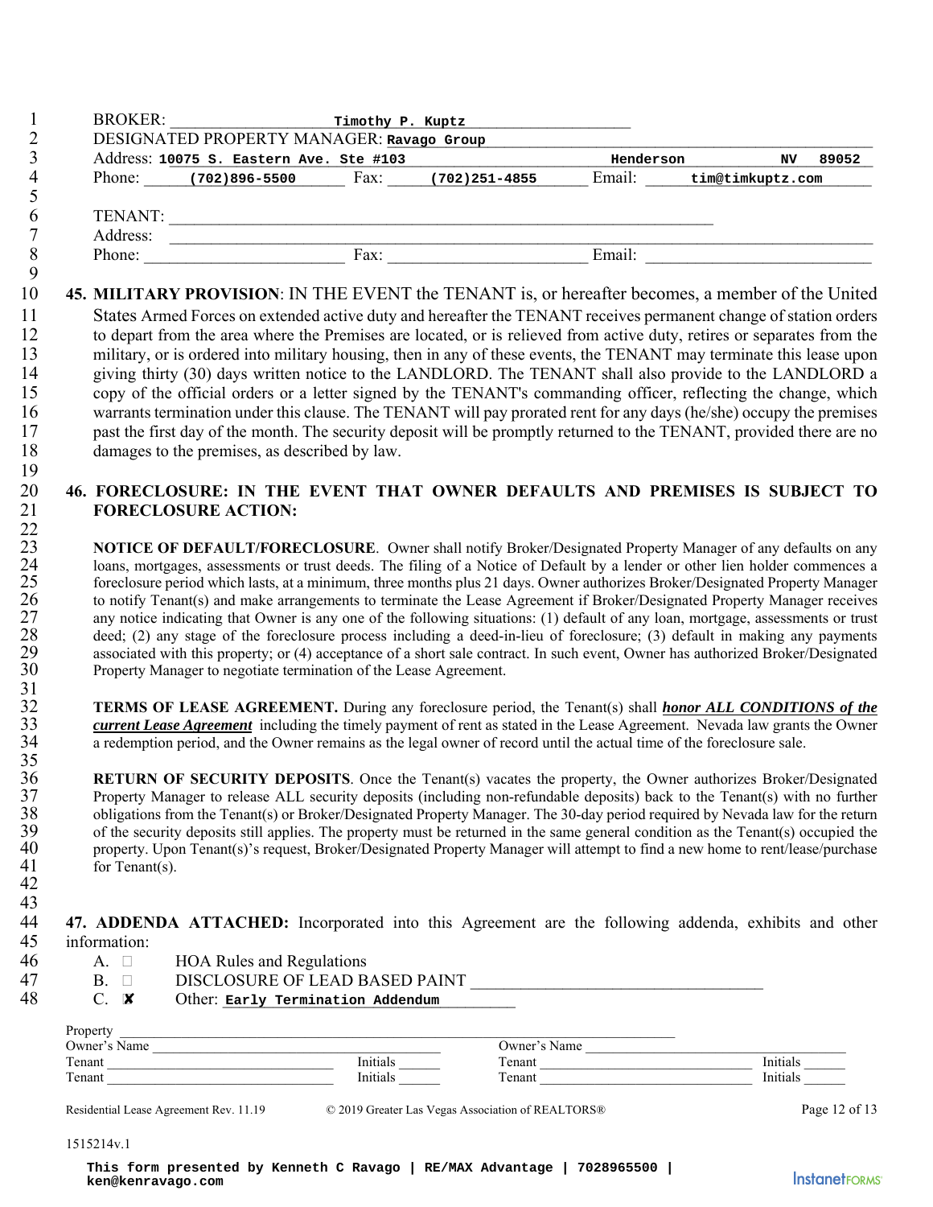BROKER: Timothy P. Kuptz

DESIGNATED PROPERTY MANAGER: Ravago Group

Address: 10075 S. Eastern Ave. Ste #103 Henderson NV 89052

Phone: (702)896-5500 Fax: (702)251-4855 Email: tim@timkuptz.com

TENANT: ______________________________

Address: ______________________________

Phone: ____________ Fax: ____________ Email: ____________

**45. MILITARY PROVISION**: IN THE EVENT the TENANT is, or hereafter becomes, a member of the United States Armed Forces on extended active duty and hereafter the TENANT receives permanent change of station orders to depart from the area where the Premises are located, or is relieved from active duty, retires or separates from the military, or is ordered into military housing, then in any of these events, the TENANT may terminate this lease upon giving thirty (30) days written notice to the LANDLORD. The TENANT shall also provide to the LANDLORD a copy of the official orders or a letter signed by the TENANT's commanding officer, reflecting the change, which warrants termination under this clause. The TENANT will pay prorated rent for any days (he/she) occupy the premises past the first day of the month. The security deposit will be promptly returned to the TENANT, provided there are no damages to the premises, as described by law.

**46. FORECLOSURE: IN THE EVENT THAT OWNER DEFAULTS AND PREMISES IS SUBJECT TO FORECLOSURE ACTION:**

**NOTICE OF DEFAULT/FORECLOSURE**. Owner shall notify Broker/Designated Property Manager of any defaults on any loans, mortgages, assessments or trust deeds. The filing of a Notice of Default by a lender or other lien holder commences a foreclosure period which lasts, at a minimum, three months plus 21 days. Owner authorizes Broker/Designated Property Manager to notify Tenant(s) and make arrangements to terminate the Lease Agreement if Broker/Designated Property Manager receives any notice indicating that Owner is any one of the following situations: (1) default of any loan, mortgage, assessments or trust deed; (2) any stage of the foreclosure process including a deed-in-lieu of foreclosure; (3) default in making any payments associated with this property; or (4) acceptance of a short sale contract. In such event, Owner has authorized Broker/Designated Property Manager to negotiate termination of the Lease Agreement.

**TERMS OF LEASE AGREEMENT.** During any foreclosure period, the Tenant(s) shall ***honor ALL CONDITIONS of the current Lease Agreement*** including the timely payment of rent as stated in the Lease Agreement. Nevada law grants the Owner a redemption period, and the Owner remains as the legal owner of record until the actual time of the foreclosure sale.

**RETURN OF SECURITY DEPOSITS**. Once the Tenant(s) vacates the property, the Owner authorizes Broker/Designated Property Manager to release ALL security deposits (including non-refundable deposits) back to the Tenant(s) with no further obligations from the Tenant(s) or Broker/Designated Property Manager. The 30-day period required by Nevada law for the return of the security deposits still applies. The property must be returned in the same general condition as the Tenant(s) occupied the property. Upon Tenant(s)'s request, Broker/Designated Property Manager will attempt to find a new home to rent/lease/purchase for Tenant(s).

**47. ADDENDA ATTACHED:** Incorporated into this Agreement are the following addenda, exhibits and other information:

A. ☐ HOA Rules and Regulations

B. ☐ DISCLOSURE OF LEAD BASED PAINT ______________________

C. ☒ Other: Early Termination Addendum

Property ______________________________

| | | | |
|---|---|---|---|
| Owner's Name ____________ | | Owner's Name ____________ | |
| Tenant ____________ | Initials ______ | Tenant ____________ | Initials ______ |
| Tenant ____________ | Initials ______ | Tenant ____________ | Initials ______ |

Residential Lease Agreement Rev. 11.19 © 2019 Greater Las Vegas Association of REALTORS®

1515214v.1

This form presented by Kenneth C Ravago | RE/MAX Advantage | 7028965500 | ken@kenravago.com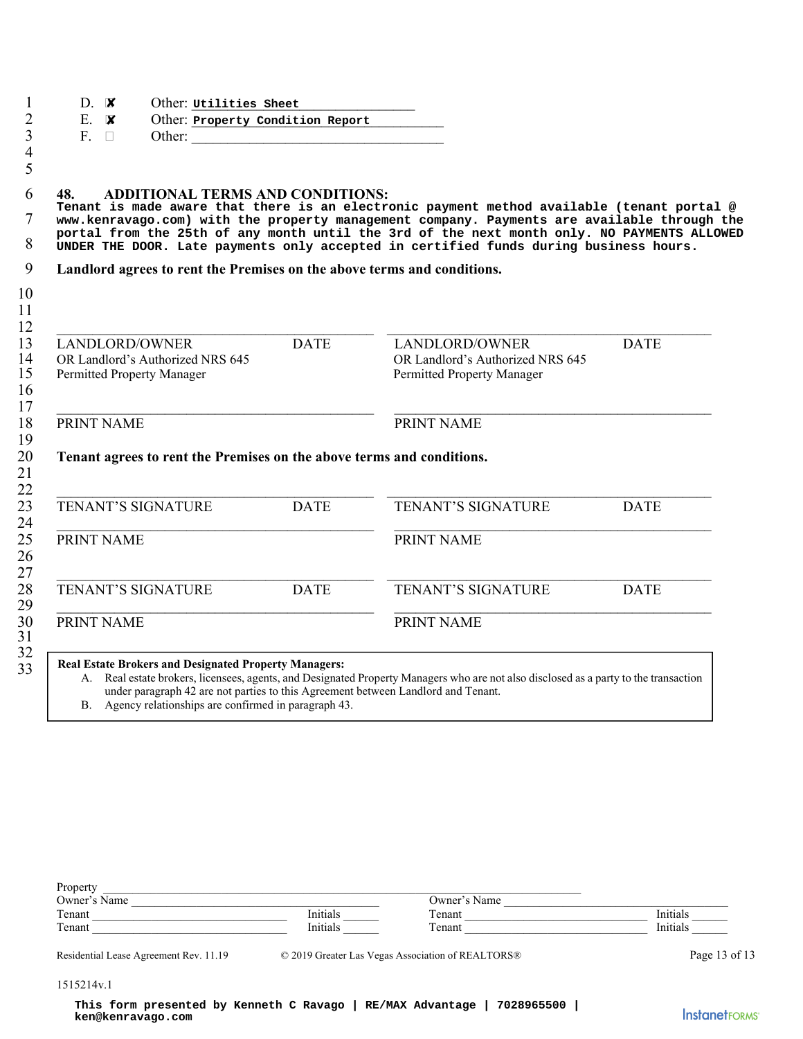D. ☒ Other: **Utilities Sheet**

E. ☒ Other: **Property Condition Report**

F. ☐ Other: ______________________________

## 48. ADDITIONAL TERMS AND CONDITIONS:

**Tenant is made aware that there is an electronic payment method available (tenant portal @ www.kenravago.com) with the property management company. Payments are available through the portal from the 25th of any month until the 3rd of the next month only. NO PAYMENTS ALLOWED UNDER THE DOOR. Late payments only accepted in certified funds during business hours.**

**Landlord agrees to rent the Premises on the above terms and conditions.**

| | | | |
|---|---|---|---|
| ______________________________ | | ______________________________ | |
| LANDLORD/OWNER OR Landlord's Authorized NRS 645 Permitted Property Manager | DATE | LANDLORD/OWNER OR Landlord's Authorized NRS 645 Permitted Property Manager | DATE |
| ______________________________ | | ______________________________ | |
| PRINT NAME | | PRINT NAME | |

**Tenant agrees to rent the Premises on the above terms and conditions.**

| | | | |
|---|---|---|---|
| ______________________________ | | ______________________________ | |
| TENANT'S SIGNATURE | DATE | TENANT'S SIGNATURE | DATE |
| ______________________________ | | ______________________________ | |
| PRINT NAME | | PRINT NAME | |
| ______________________________ | | ______________________________ | |
| TENANT'S SIGNATURE | DATE | TENANT'S SIGNATURE | DATE |
| ______________________________ | | ______________________________ | |
| PRINT NAME | | PRINT NAME | |

**Real Estate Brokers and Designated Property Managers:**

A. Real estate brokers, licensees, agents, and Designated Property Managers who are not also disclosed as a party to the transaction under paragraph 42 are not parties to this Agreement between Landlord and Tenant.

B. Agency relationships are confirmed in paragraph 43.

Property ______________________________

Owner's Name ______________________ Owner's Name ______________________

Tenant ______________________ Initials ______ Tenant ______________________ Initials ______

Tenant ______________________ Initials ______ Tenant ______________________ Initials ______

Residential Lease Agreement Rev. 11.19 © 2019 Greater Las Vegas Association of REALTORS®

1515214v.1

This form presented by Kenneth C Ravago | RE/MAX Advantage | 7028965500 | ken@kenravago.com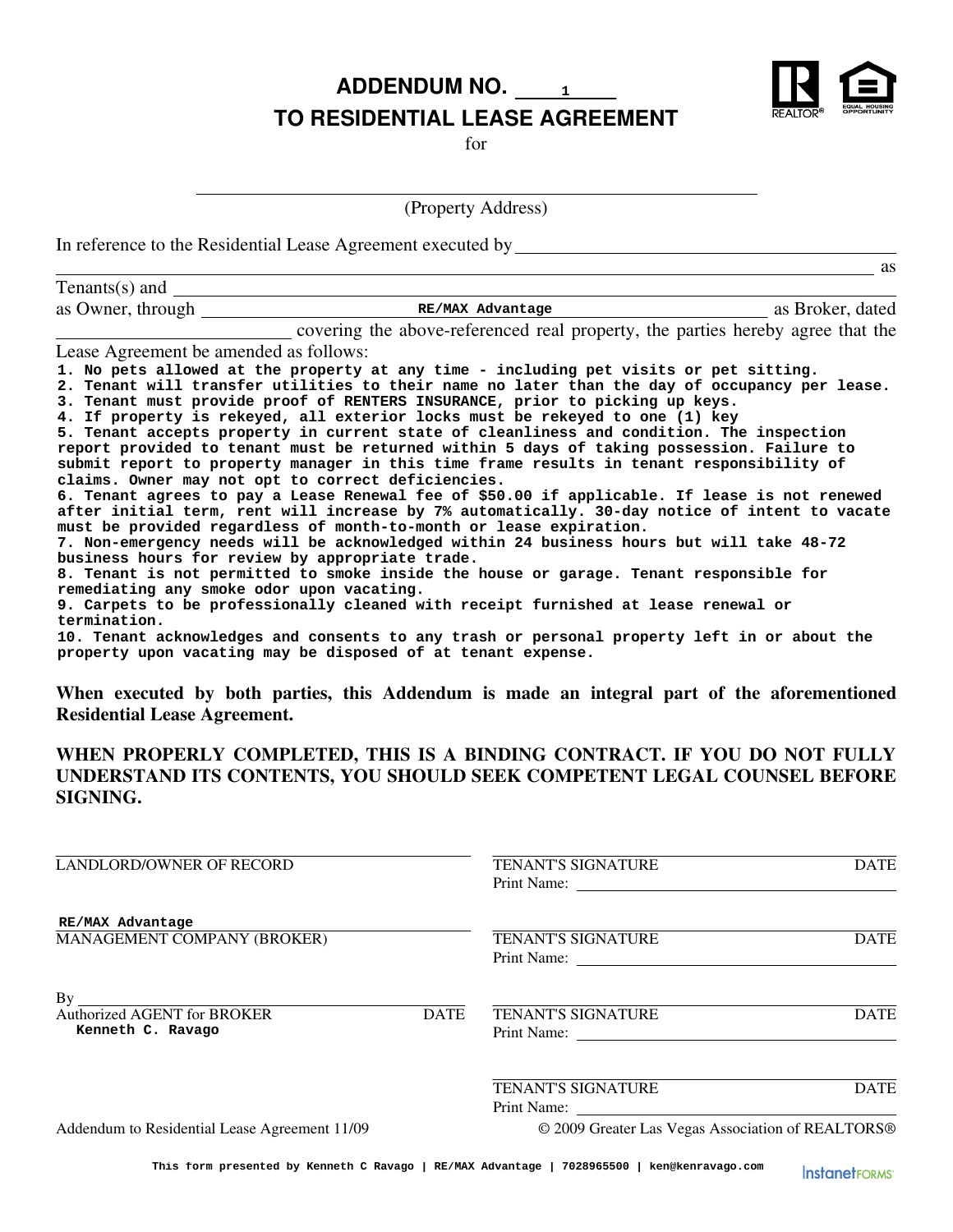# ADDENDUM NO. 1
# TO RESIDENTIAL LEASE AGREEMENT

for

\_\_\_\_\_\_\_\_\_\_\_\_\_\_\_\_\_\_\_\_\_\_\_\_\_\_\_\_\_\_\_\_\_\_\_\_\_\_\_\_\_\_\_\_

(Property Address)

In reference to the Residential Lease Agreement executed by \_\_\_\_\_\_\_\_\_\_\_\_\_\_\_\_\_\_\_\_\_\_\_\_\_\_\_\_\_\_\_\_\_\_\_\_ as Tenants(s) and \_\_\_\_\_\_\_\_\_\_\_\_\_\_\_\_\_\_\_\_\_\_\_\_\_\_\_\_\_\_\_\_\_\_\_\_ as Owner, through **RE/MAX Advantage** as Broker, dated \_\_\_\_\_\_\_\_\_\_\_\_\_\_\_\_\_\_\_\_ covering the above-referenced real property, the parties hereby agree that the Lease Agreement be amended as follows:

1. No pets allowed at the property at any time - including pet visits or pet sitting.
2. Tenant will transfer utilities to their name no later than the day of occupancy per lease.
3. Tenant must provide proof of RENTERS INSURANCE, prior to picking up keys.
4. If property is rekeyed, all exterior locks must be rekeyed to one (1) key
5. Tenant accepts property in current state of cleanliness and condition. The inspection report provided to tenant must be returned within 5 days of taking possession. Failure to submit report to property manager in this time frame results in tenant responsibility of claims. Owner may not opt to correct deficiencies.
6. Tenant agrees to pay a Lease Renewal fee of $50.00 if applicable. If lease is not renewed after initial term, rent will increase by 7% automatically. 30-day notice of intent to vacate must be provided regardless of month-to-month or lease expiration.
7. Non-emergency needs will be acknowledged within 24 business hours but will take 48-72 business hours for review by appropriate trade.
8. Tenant is not permitted to smoke inside the house or garage. Tenant responsible for remediating any smoke odor upon vacating.
9. Carpets to be professionally cleaned with receipt furnished at lease renewal or termination.
10. Tenant acknowledges and consents to any trash or personal property left in or about the property upon vacating may be disposed of at tenant expense.

**When executed by both parties, this Addendum is made an integral part of the aforementioned Residential Lease Agreement.**

**WHEN PROPERLY COMPLETED, THIS IS A BINDING CONTRACT. IF YOU DO NOT FULLY UNDERSTAND ITS CONTENTS, YOU SHOULD SEEK COMPETENT LEGAL COUNSEL BEFORE SIGNING.**

\_\_\_\_\_\_\_\_\_\_\_\_\_\_\_\_\_\_\_\_\_\_\_\_\_\_\_\_\_\_
LANDLORD/OWNER OF RECORD

**RE/MAX Advantage**
MANAGEMENT COMPANY (BROKER)

By \_\_\_\_\_\_\_\_\_\_\_\_\_\_\_\_\_\_\_\_\_\_\_\_\_\_\_\_\_\_
Authorized AGENT for BROKER — DATE
**Kenneth C. Ravago**

\_\_\_\_\_\_\_\_\_\_\_\_\_\_\_\_\_\_\_\_\_\_\_\_\_\_\_\_\_\_
TENANT'S SIGNATURE — DATE
Print Name: \_\_\_\_\_\_\_\_\_\_\_\_\_\_\_\_\_\_\_\_

\_\_\_\_\_\_\_\_\_\_\_\_\_\_\_\_\_\_\_\_\_\_\_\_\_\_\_\_\_\_
TENANT'S SIGNATURE — DATE
Print Name: \_\_\_\_\_\_\_\_\_\_\_\_\_\_\_\_\_\_\_\_

\_\_\_\_\_\_\_\_\_\_\_\_\_\_\_\_\_\_\_\_\_\_\_\_\_\_\_\_\_\_
TENANT'S SIGNATURE — DATE
Print Name: \_\_\_\_\_\_\_\_\_\_\_\_\_\_\_\_\_\_\_\_

\_\_\_\_\_\_\_\_\_\_\_\_\_\_\_\_\_\_\_\_\_\_\_\_\_\_\_\_\_\_
TENANT'S SIGNATURE — DATE
Print Name: \_\_\_\_\_\_\_\_\_\_\_\_\_\_\_\_\_\_\_\_

Addendum to Residential Lease Agreement 11/09 — © 2009 Greater Las Vegas Association of REALTORS®

This form presented by Kenneth C Ravago | RE/MAX Advantage | 7028965500 | ken@kenravago.com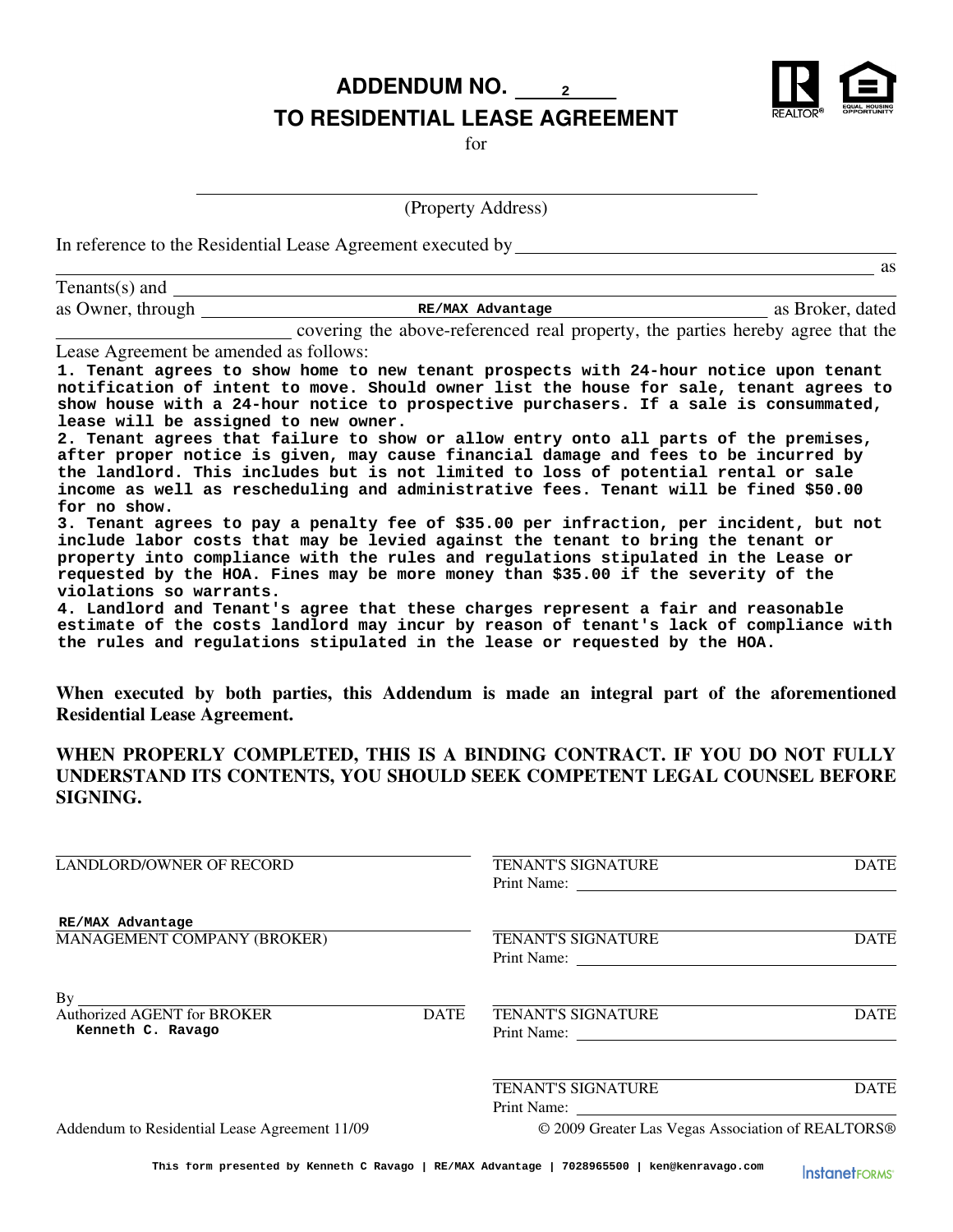# ADDENDUM NO. 2
# TO RESIDENTIAL LEASE AGREEMENT

for

________________________________________
(Property Address)

In reference to the Residential Lease Agreement executed by ______________________________________ as Tenants(s) and ______________________________________ as Owner, through RE/MAX Advantage as Broker, dated ______________________ covering the above-referenced real property, the parties hereby agree that the Lease Agreement be amended as follows:

**1. Tenant agrees to show home to new tenant prospects with 24-hour notice upon tenant notification of intent to move. Should owner list the house for sale, tenant agrees to show house with a 24-hour notice to prospective purchasers. If a sale is consummated, lease will be assigned to new owner.**

**2. Tenant agrees that failure to show or allow entry onto all parts of the premises, after proper notice is given, may cause financial damage and fees to be incurred by the landlord. This includes but is not limited to loss of potential rental or sale income as well as rescheduling and administrative fees. Tenant will be fined $50.00 for no show.**

**3. Tenant agrees to pay a penalty fee of $35.00 per infraction, per incident, but not include labor costs that may be levied against the tenant to bring the tenant or property into compliance with the rules and regulations stipulated in the Lease or requested by the HOA. Fines may be more money than $35.00 if the severity of the violations so warrants.**

**4. Landlord and Tenant's agree that these charges represent a fair and reasonable estimate of the costs landlord may incur by reason of tenant's lack of compliance with the rules and regulations stipulated in the lease or requested by the HOA.**

**When executed by both parties, this Addendum is made an integral part of the aforementioned Residential Lease Agreement.**

**WHEN PROPERLY COMPLETED, THIS IS A BINDING CONTRACT. IF YOU DO NOT FULLY UNDERSTAND ITS CONTENTS, YOU SHOULD SEEK COMPETENT LEGAL COUNSEL BEFORE SIGNING.**

______________________________
LANDLORD/OWNER OF RECORD

RE/MAX Advantage
MANAGEMENT COMPANY (BROKER)

By ______________________________
Authorized AGENT for BROKER    DATE
Kenneth C. Ravago

______________________________
TENANT'S SIGNATURE    DATE
Print Name: ______________________

______________________________
TENANT'S SIGNATURE    DATE
Print Name: ______________________

______________________________
TENANT'S SIGNATURE    DATE
Print Name: ______________________

______________________________
TENANT'S SIGNATURE    DATE
Print Name: ______________________

Addendum to Residential Lease Agreement 11/09    © 2009 Greater Las Vegas Association of REALTORS®

This form presented by Kenneth C Ravago | RE/MAX Advantage | 7028965500 | ken@kenravago.com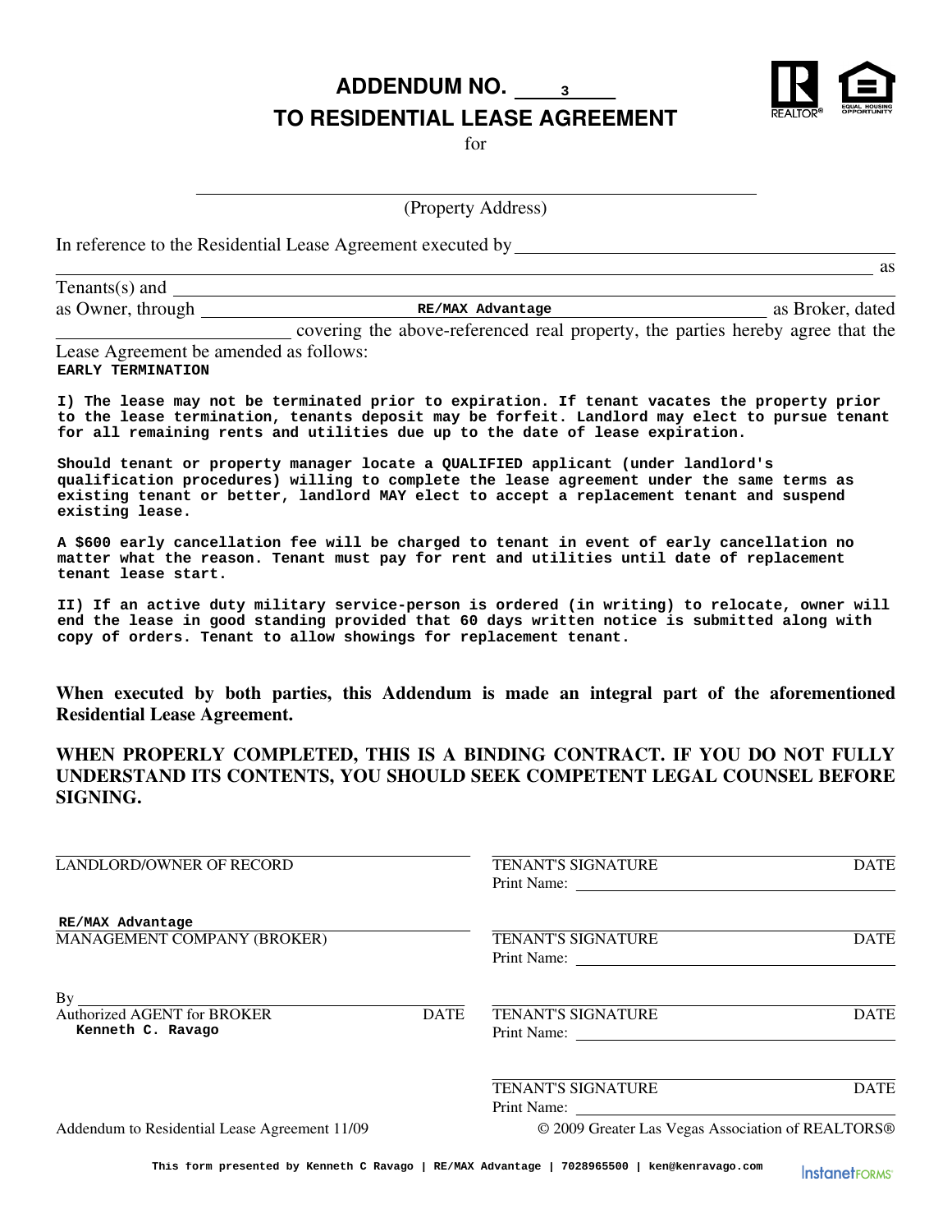# ADDENDUM NO. 3
# TO RESIDENTIAL LEASE AGREEMENT

for

_______________________________________________
(Property Address)

In reference to the Residential Lease Agreement executed by ________________________________________________ as Tenants(s) and ________________________________________________ as Owner, through RE/MAX Advantage as Broker, dated ______________ covering the above-referenced real property, the parties hereby agree that the Lease Agreement be amended as follows:

**EARLY TERMINATION**

**I) The lease may not be terminated prior to expiration. If tenant vacates the property prior to the lease termination, tenants deposit may be forfeit. Landlord may elect to pursue tenant for all remaining rents and utilities due up to the date of lease expiration.**

**Should tenant or property manager locate a QUALIFIED applicant (under landlord's qualification procedures) willing to complete the lease agreement under the same terms as existing tenant or better, landlord MAY elect to accept a replacement tenant and suspend existing lease.**

**A $600 early cancellation fee will be charged to tenant in event of early cancellation no matter what the reason. Tenant must pay for rent and utilities until date of replacement tenant lease start.**

**II) If an active duty military service-person is ordered (in writing) to relocate, owner will end the lease in good standing provided that 60 days written notice is submitted along with copy of orders. Tenant to allow showings for replacement tenant.**

**When executed by both parties, this Addendum is made an integral part of the aforementioned Residential Lease Agreement.**

**WHEN PROPERLY COMPLETED, THIS IS A BINDING CONTRACT. IF YOU DO NOT FULLY UNDERSTAND ITS CONTENTS, YOU SHOULD SEEK COMPETENT LEGAL COUNSEL BEFORE SIGNING.**

| | |
|---|---|
| ______________________________ LANDLORD/OWNER OF RECORD | ______________________________ TENANT'S SIGNATURE DATE Print Name: ______________ |
| RE/MAX Advantage MANAGEMENT COMPANY (BROKER) | ______________________________ TENANT'S SIGNATURE DATE Print Name: ______________ |
| By ______________________________ Authorized AGENT for BROKER DATE Kenneth C. Ravago | ______________________________ TENANT'S SIGNATURE DATE Print Name: ______________ |
| | ______________________________ TENANT'S SIGNATURE DATE Print Name: ______________ |

Addendum to Residential Lease Agreement 11/09 © 2009 Greater Las Vegas Association of REALTORS®

This form presented by Kenneth C Ravago | RE/MAX Advantage | 7028965500 | ken@kenravago.com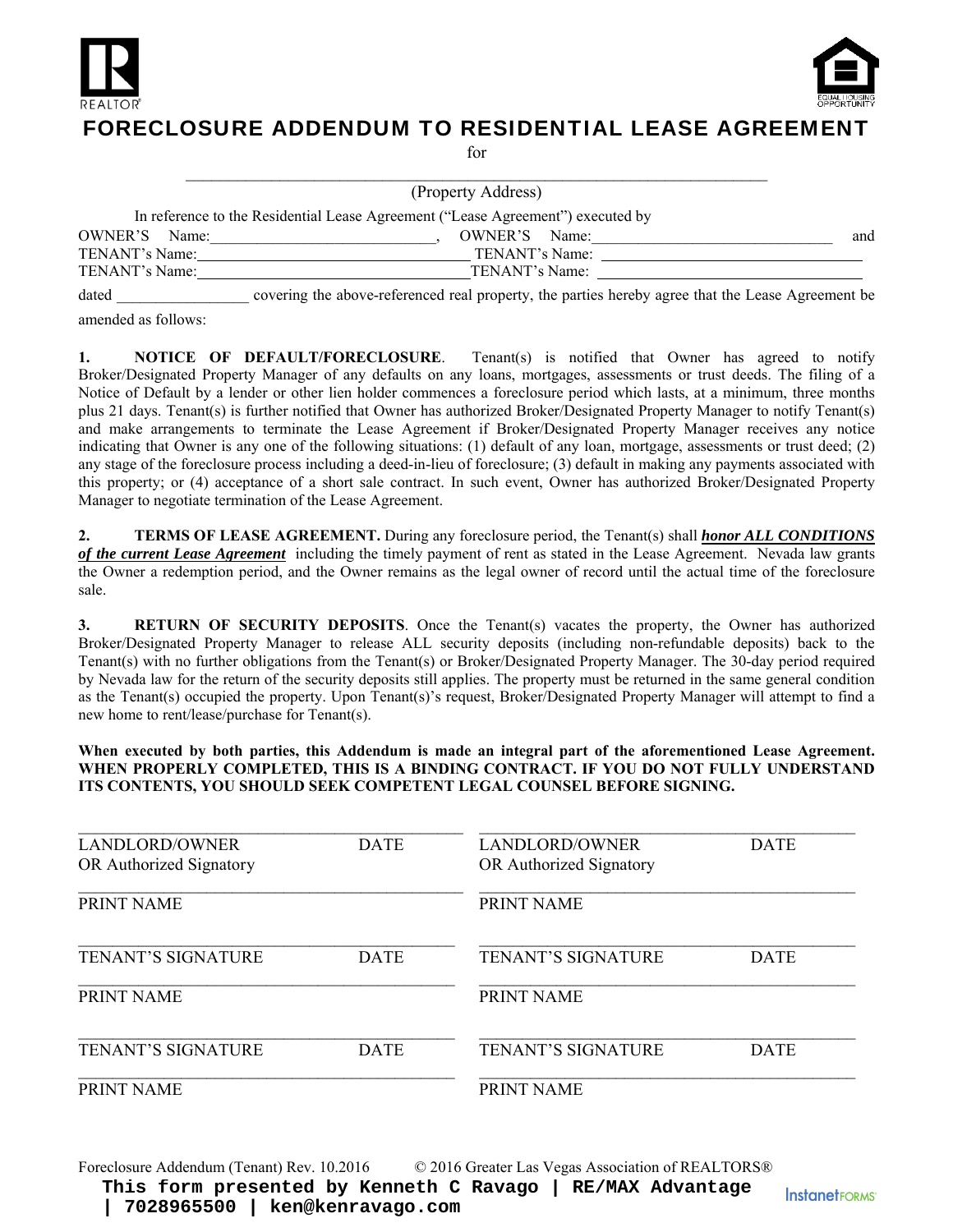# FORECLOSURE ADDENDUM TO RESIDENTIAL LEASE AGREEMENT

for

\_\_\_\_\_\_\_\_\_\_\_\_\_\_\_\_\_\_\_\_\_\_\_\_\_\_\_\_\_\_\_\_\_\_\_\_\_\_\_\_\_\_\_\_\_\_\_\_\_\_\_\_\_\_\_\_\_\_\_\_\_\_\_\_

(Property Address)

In reference to the Residential Lease Agreement ("Lease Agreement") executed by

OWNER'S Name:\_\_\_\_\_\_\_\_\_\_\_\_\_\_\_\_\_\_\_\_\_\_\_\_\_\_\_\_, OWNER'S Name:\_\_\_\_\_\_\_\_\_\_\_\_\_\_\_\_\_\_\_\_\_\_\_\_\_\_\_\_ and

TENANT's Name:\_\_\_\_\_\_\_\_\_\_\_\_\_\_\_\_\_\_\_\_\_\_\_\_\_\_\_\_\_\_\_\_ TENANT's Name: \_\_\_\_\_\_\_\_\_\_\_\_\_\_\_\_\_\_\_\_\_\_\_\_\_\_\_\_\_\_\_\_

TENANT's Name:\_\_\_\_\_\_\_\_\_\_\_\_\_\_\_\_\_\_\_\_\_\_\_\_\_\_\_\_\_\_\_\_ TENANT's Name: \_\_\_\_\_\_\_\_\_\_\_\_\_\_\_\_\_\_\_\_\_\_\_\_\_\_\_\_\_\_\_\_

dated \_\_\_\_\_\_\_\_\_\_\_\_\_\_\_\_ covering the above-referenced real property, the parties hereby agree that the Lease Agreement be amended as follows:

**1. NOTICE OF DEFAULT/FORECLOSURE**. Tenant(s) is notified that Owner has agreed to notify Broker/Designated Property Manager of any defaults on any loans, mortgages, assessments or trust deeds. The filing of a Notice of Default by a lender or other lien holder commences a foreclosure period which lasts, at a minimum, three months plus 21 days. Tenant(s) is further notified that Owner has authorized Broker/Designated Property Manager to notify Tenant(s) and make arrangements to terminate the Lease Agreement if Broker/Designated Property Manager receives any notice indicating that Owner is any one of the following situations: (1) default of any loan, mortgage, assessments or trust deed; (2) any stage of the foreclosure process including a deed-in-lieu of foreclosure; (3) default in making any payments associated with this property; or (4) acceptance of a short sale contract. In such event, Owner has authorized Broker/Designated Property Manager to negotiate termination of the Lease Agreement.

**2. TERMS OF LEASE AGREEMENT.** During any foreclosure period, the Tenant(s) shall ***honor ALL CONDITIONS of the current Lease Agreement*** including the timely payment of rent as stated in the Lease Agreement. Nevada law grants the Owner a redemption period, and the Owner remains as the legal owner of record until the actual time of the foreclosure sale.

**3. RETURN OF SECURITY DEPOSITS**. Once the Tenant(s) vacates the property, the Owner has authorized Broker/Designated Property Manager to release ALL security deposits (including non-refundable deposits) back to the Tenant(s) with no further obligations from the Tenant(s) or Broker/Designated Property Manager. The 30-day period required by Nevada law for the return of the security deposits still applies. The property must be returned in the same general condition as the Tenant(s) occupied the property. Upon Tenant(s)'s request, Broker/Designated Property Manager will attempt to find a new home to rent/lease/purchase for Tenant(s).

**When executed by both parties, this Addendum is made an integral part of the aforementioned Lease Agreement. WHEN PROPERLY COMPLETED, THIS IS A BINDING CONTRACT. IF YOU DO NOT FULLY UNDERSTAND ITS CONTENTS, YOU SHOULD SEEK COMPETENT LEGAL COUNSEL BEFORE SIGNING.**

| | | | |
|---|---|---|---|
| LANDLORD/OWNER OR Authorized Signatory | DATE | LANDLORD/OWNER OR Authorized Signatory | DATE |
| PRINT NAME | | PRINT NAME | |
| TENANT'S SIGNATURE | DATE | TENANT'S SIGNATURE | DATE |
| PRINT NAME | | PRINT NAME | |
| TENANT'S SIGNATURE | DATE | TENANT'S SIGNATURE | DATE |
| PRINT NAME | | PRINT NAME | |

Foreclosure Addendum (Tenant) Rev. 10.2016 © 2016 Greater Las Vegas Association of REALTORS®

This form presented by Kenneth C Ravago | RE/MAX Advantage | 7028965500 | ken@kenravago.com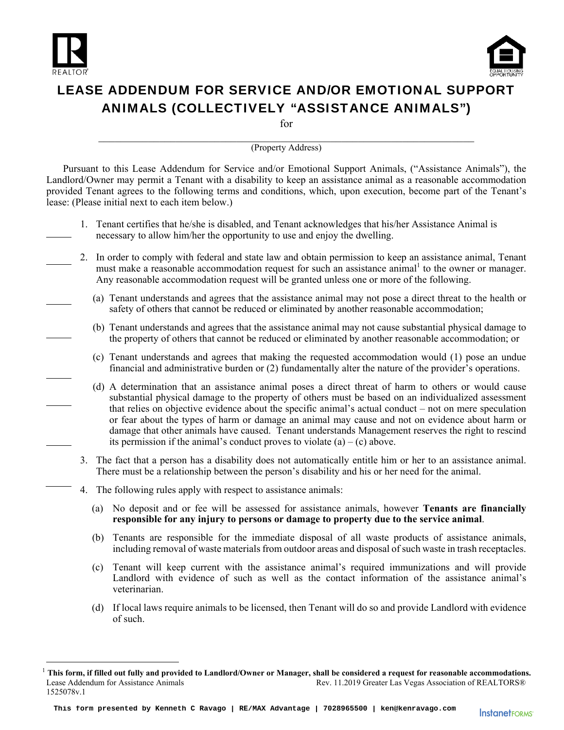# LEASE ADDENDUM FOR SERVICE AND/OR EMOTIONAL SUPPORT ANIMALS (COLLECTIVELY "ASSISTANCE ANIMALS")

for

\_\_\_\_\_\_\_\_\_\_\_\_\_\_\_\_\_\_\_\_\_\_\_\_\_\_\_\_\_\_\_\_\_\_\_\_\_\_\_\_\_\_\_\_\_\_\_\_\_\_\_\_\_\_\_\_\_\_\_\_

(Property Address)

Pursuant to this Lease Addendum for Service and/or Emotional Support Animals, ("Assistance Animals"), the Landlord/Owner may permit a Tenant with a disability to keep an assistance animal as a reasonable accommodation provided Tenant agrees to the following terms and conditions, which, upon execution, become part of the Tenant's lease: (Please initial next to each item below.)

_____ 1. Tenant certifies that he/she is disabled, and Tenant acknowledges that his/her Assistance Animal is necessary to allow him/her the opportunity to use and enjoy the dwelling.

_____ 2. In order to comply with federal and state law and obtain permission to keep an assistance animal, Tenant must make a reasonable accommodation request for such an assistance animal[1] to the owner or manager. Any reasonable accommodation request will be granted unless one or more of the following.

_____ (a) Tenant understands and agrees that the assistance animal may not pose a direct threat to the health or safety of others that cannot be reduced or eliminated by another reasonable accommodation;

_____ (b) Tenant understands and agrees that the assistance animal may not cause substantial physical damage to the property of others that cannot be reduced or eliminated by another reasonable accommodation; or

_____ (c) Tenant understands and agrees that making the requested accommodation would (1) pose an undue financial and administrative burden or (2) fundamentally alter the nature of the provider's operations.

_____ (d) A determination that an assistance animal poses a direct threat of harm to others or would cause substantial physical damage to the property of others must be based on an individualized assessment that relies on objective evidence about the specific animal's actual conduct – not on mere speculation or fear about the types of harm or damage an animal may cause and not on evidence about harm or damage that other animals have caused. Tenant understands Management reserves the right to rescind its permission if the animal's conduct proves to violate (a) – (c) above.

_____ 3. The fact that a person has a disability does not automatically entitle him or her to an assistance animal. There must be a relationship between the person's disability and his or her need for the animal.

_____ 4. The following rules apply with respect to assistance animals:

(a) No deposit and or fee will be assessed for assistance animals, however **Tenants are financially responsible for any injury to persons or damage to property due to the service animal**.

(b) Tenants are responsible for the immediate disposal of all waste products of assistance animals, including removal of waste materials from outdoor areas and disposal of such waste in trash receptacles.

(c) Tenant will keep current with the assistance animal's required immunizations and will provide Landlord with evidence of such as well as the contact information of the assistance animal's veterinarian.

(d) If local laws require animals to be licensed, then Tenant will do so and provide Landlord with evidence of such.

[1] **This form, if filled out fully and provided to Landlord/Owner or Manager, shall be considered a request for reasonable accommodations.**

Lease Addendum for Assistance Animals — Rev. 11.2019 Greater Las Vegas Association of REALTORS®
1525078v.1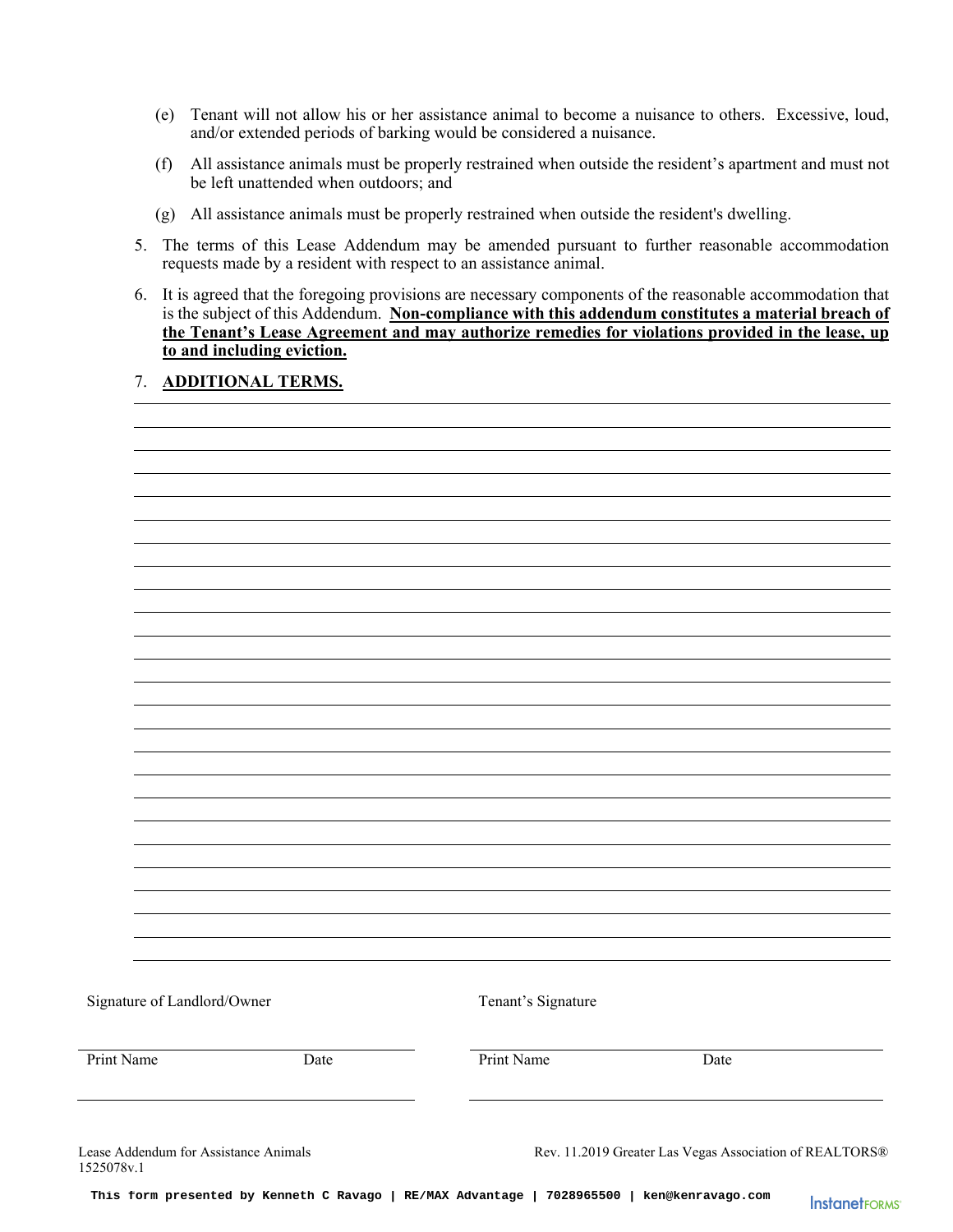(e) Tenant will not allow his or her assistance animal to become a nuisance to others. Excessive, loud, and/or extended periods of barking would be considered a nuisance.

(f) All assistance animals must be properly restrained when outside the resident's apartment and must not be left unattended when outdoors; and

(g) All assistance animals must be properly restrained when outside the resident's dwelling.

5. The terms of this Lease Addendum may be amended pursuant to further reasonable accommodation requests made by a resident with respect to an assistance animal.

6. It is agreed that the foregoing provisions are necessary components of the reasonable accommodation that is the subject of this Addendum. **Non-compliance with this addendum constitutes a material breach of the Tenant's Lease Agreement and may authorize remedies for violations provided in the lease, up to and including eviction.**

7. **ADDITIONAL TERMS.**

______________________________________________________________________________

______________________________________________________________________________

______________________________________________________________________________

______________________________________________________________________________

______________________________________________________________________________

______________________________________________________________________________

______________________________________________________________________________

______________________________________________________________________________

______________________________________________________________________________

______________________________________________________________________________

______________________________________________________________________________

______________________________________________________________________________

______________________________________________________________________________

______________________________________________________________________________

______________________________________________________________________________

______________________________________________________________________________

______________________________________________________________________________

______________________________________________________________________________

______________________________________________________________________________

______________________________________________________________________________

______________________________________________________________________________

______________________________________________________________________________

______________________________________________________________________________

______________________________________________________________________________

| Signature of Landlord/Owner | | Tenant's Signature | |
|---|---|---|---|
| Print Name | Date | Print Name | Date |
| | | | |

Lease Addendum for Assistance Animals
1525078v.1

Rev. 11.2019 Greater Las Vegas Association of REALTORS®

This form presented by Kenneth C Ravago | RE/MAX Advantage | 7028965500 | ken@kenravago.com